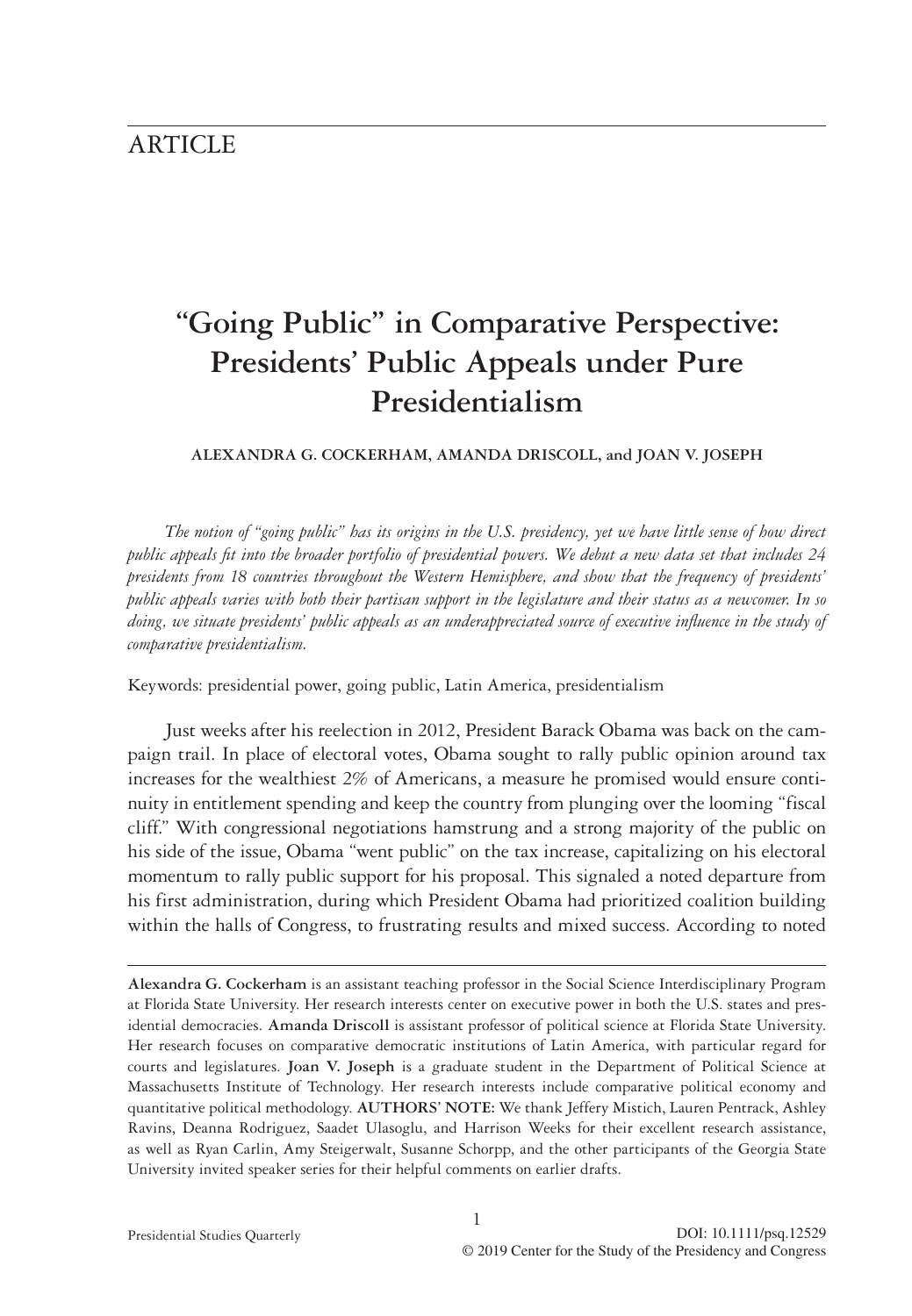ARTICLE

# "Going Public" in Comparative Perspective: Presidents' Public Appeals under Pure Presidentialism

**ALEXANDRA G. COCKERHAM, AMANDA DRISCOLL, and JOAN V. JOSEPH**

*The notion of "going public" has its origins in the U.S. presidency, yet we have little sense of how direct public appeals fit into the broader portfolio of presidential powers. We debut a new data set that includes 24 presidents from 18 countries throughout the Western Hemisphere, and show that the frequency of presidents' public appeals varies with both their partisan support in the legislature and their status as a newcomer. In so doing, we situate presidents' public appeals as an underappreciated source of executive influence in the study of comparative presidentialism.*

Keywords: presidential power, going public, Latin America, presidentialism

Just weeks after his reelection in 2012, President Barack Obama was back on the campaign trail. In place of electoral votes, Obama sought to rally public opinion around tax increases for the wealthiest 2% of Americans, a measure he promised would ensure continuity in entitlement spending and keep the country from plunging over the looming "fiscal cliff." With congressional negotiations hamstrung and a strong majority of the public on his side of the issue, Obama "went public" on the tax increase, capitalizing on his electoral momentum to rally public support for his proposal. This signaled a noted departure from his first administration, during which President Obama had prioritized coalition building within the halls of Congress, to frustrating results and mixed success. According to noted

---

**Alexandra G. Cockerham** is an assistant teaching professor in the Social Science Interdisciplinary Program at Florida State University. Her research interests center on executive power in both the U.S. states and presidential democracies. **Amanda Driscoll** is assistant professor of political science at Florida State University. Her research focuses on comparative democratic institutions of Latin America, with particular regard for courts and legislatures. **Joan V. Joseph** is a graduate student in the Department of Political Science at Massachusetts Institute of Technology. Her research interests include comparative political economy and quantitative political methodology. **AUTHORS' NOTE:** We thank Jeffery Mistich, Lauren Pentrack, Ashley Ravins, Deanna Rodriguez, Saadet Ulasoglu, and Harrison Weeks for their excellent research assistance, as well as Ryan Carlin, Amy Steigerwalt, Susanne Schorpp, and the other participants of the Georgia State University invited speaker series for their helpful comments on earlier drafts.

DOI: 10.1111/psq.12529

© 2019 Center for the Study of the Presidency and Congress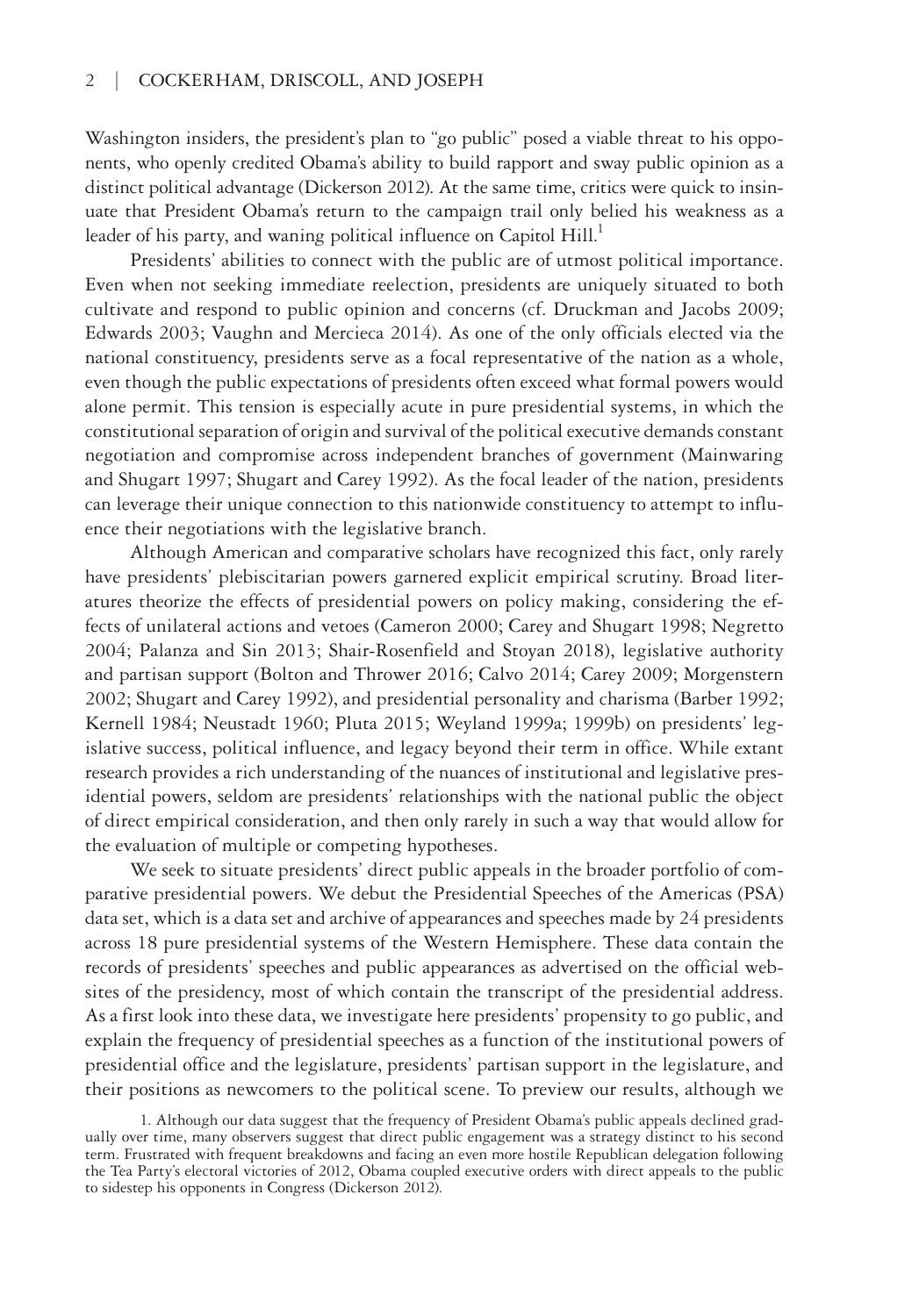Washington insiders, the president's plan to "go public" posed a viable threat to his opponents, who openly credited Obama's ability to build rapport and sway public opinion as a distinct political advantage (Dickerson 2012). At the same time, critics were quick to insinuate that President Obama's return to the campaign trail only belied his weakness as a leader of his party, and waning political influence on Capitol Hill.[1]

Presidents' abilities to connect with the public are of utmost political importance. Even when not seeking immediate reelection, presidents are uniquely situated to both cultivate and respond to public opinion and concerns (cf. Druckman and Jacobs 2009; Edwards 2003; Vaughn and Mercieca 2014). As one of the only officials elected via the national constituency, presidents serve as a focal representative of the nation as a whole, even though the public expectations of presidents often exceed what formal powers would alone permit. This tension is especially acute in pure presidential systems, in which the constitutional separation of origin and survival of the political executive demands constant negotiation and compromise across independent branches of government (Mainwaring and Shugart 1997; Shugart and Carey 1992). As the focal leader of the nation, presidents can leverage their unique connection to this nationwide constituency to attempt to influence their negotiations with the legislative branch.

Although American and comparative scholars have recognized this fact, only rarely have presidents' plebiscitarian powers garnered explicit empirical scrutiny. Broad literatures theorize the effects of presidential powers on policy making, considering the effects of unilateral actions and vetoes (Cameron 2000; Carey and Shugart 1998; Negretto 2004; Palanza and Sin 2013; Shair-Rosenfield and Stoyan 2018), legislative authority and partisan support (Bolton and Thrower 2016; Calvo 2014; Carey 2009; Morgenstern 2002; Shugart and Carey 1992), and presidential personality and charisma (Barber 1992; Kernell 1984; Neustadt 1960; Pluta 2015; Weyland 1999a; 1999b) on presidents' legislative success, political influence, and legacy beyond their term in office. While extant research provides a rich understanding of the nuances of institutional and legislative presidential powers, seldom are presidents' relationships with the national public the object of direct empirical consideration, and then only rarely in such a way that would allow for the evaluation of multiple or competing hypotheses.

We seek to situate presidents' direct public appeals in the broader portfolio of comparative presidential powers. We debut the Presidential Speeches of the Americas (PSA) data set, which is a data set and archive of appearances and speeches made by 24 presidents across 18 pure presidential systems of the Western Hemisphere. These data contain the records of presidents' speeches and public appearances as advertised on the official websites of the presidency, most of which contain the transcript of the presidential address. As a first look into these data, we investigate here presidents' propensity to go public, and explain the frequency of presidential speeches as a function of the institutional powers of presidential office and the legislature, presidents' partisan support in the legislature, and their positions as newcomers to the political scene. To preview our results, although we

1. Although our data suggest that the frequency of President Obama's public appeals declined gradually over time, many observers suggest that direct public engagement was a strategy distinct to his second term. Frustrated with frequent breakdowns and facing an even more hostile Republican delegation following the Tea Party's electoral victories of 2012, Obama coupled executive orders with direct appeals to the public to sidestep his opponents in Congress (Dickerson 2012).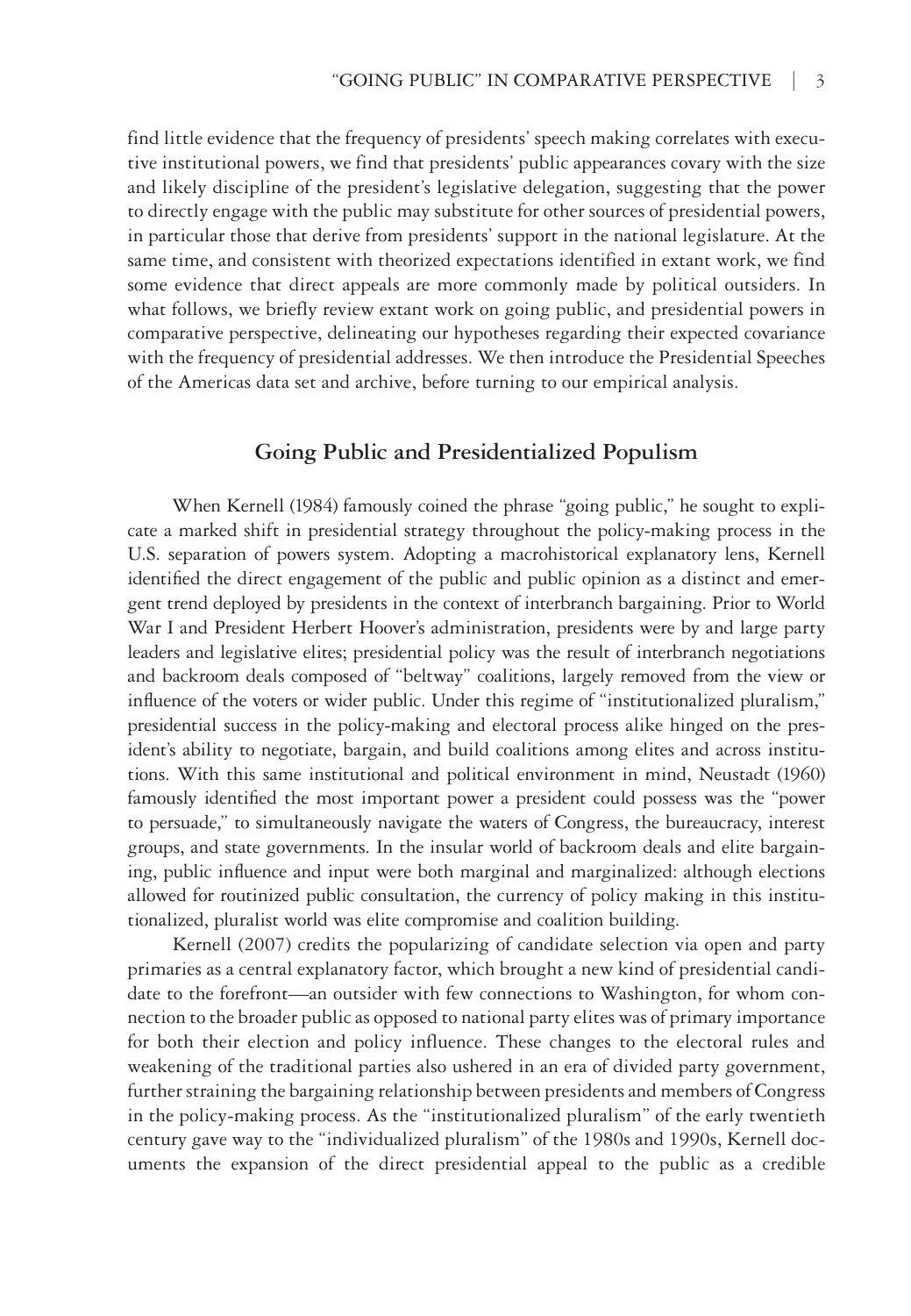find little evidence that the frequency of presidents' speech making correlates with executive institutional powers, we find that presidents' public appearances covary with the size and likely discipline of the president's legislative delegation, suggesting that the power to directly engage with the public may substitute for other sources of presidential powers, in particular those that derive from presidents' support in the national legislature. At the same time, and consistent with theorized expectations identified in extant work, we find some evidence that direct appeals are more commonly made by political outsiders. In what follows, we briefly review extant work on going public, and presidential powers in comparative perspective, delineating our hypotheses regarding their expected covariance with the frequency of presidential addresses. We then introduce the Presidential Speeches of the Americas data set and archive, before turning to our empirical analysis.

## Going Public and Presidentialized Populism

When Kernell (1984) famously coined the phrase "going public," he sought to explicate a marked shift in presidential strategy throughout the policy-making process in the U.S. separation of powers system. Adopting a macrohistorical explanatory lens, Kernell identified the direct engagement of the public and public opinion as a distinct and emergent trend deployed by presidents in the context of interbranch bargaining. Prior to World War I and President Herbert Hoover's administration, presidents were by and large party leaders and legislative elites; presidential policy was the result of interbranch negotiations and backroom deals composed of "beltway" coalitions, largely removed from the view or influence of the voters or wider public. Under this regime of "institutionalized pluralism," presidential success in the policy-making and electoral process alike hinged on the president's ability to negotiate, bargain, and build coalitions among elites and across institutions. With this same institutional and political environment in mind, Neustadt (1960) famously identified the most important power a president could possess was the "power to persuade," to simultaneously navigate the waters of Congress, the bureaucracy, interest groups, and state governments. In the insular world of backroom deals and elite bargaining, public influence and input were both marginal and marginalized: although elections allowed for routinized public consultation, the currency of policy making in this institutionalized, pluralist world was elite compromise and coalition building.

Kernell (2007) credits the popularizing of candidate selection via open and party primaries as a central explanatory factor, which brought a new kind of presidential candidate to the forefront—an outsider with few connections to Washington, for whom connection to the broader public as opposed to national party elites was of primary importance for both their election and policy influence. These changes to the electoral rules and weakening of the traditional parties also ushered in an era of divided party government, further straining the bargaining relationship between presidents and members of Congress in the policy-making process. As the "institutionalized pluralism" of the early twentieth century gave way to the "individualized pluralism" of the 1980s and 1990s, Kernell documents the expansion of the direct presidential appeal to the public as a credible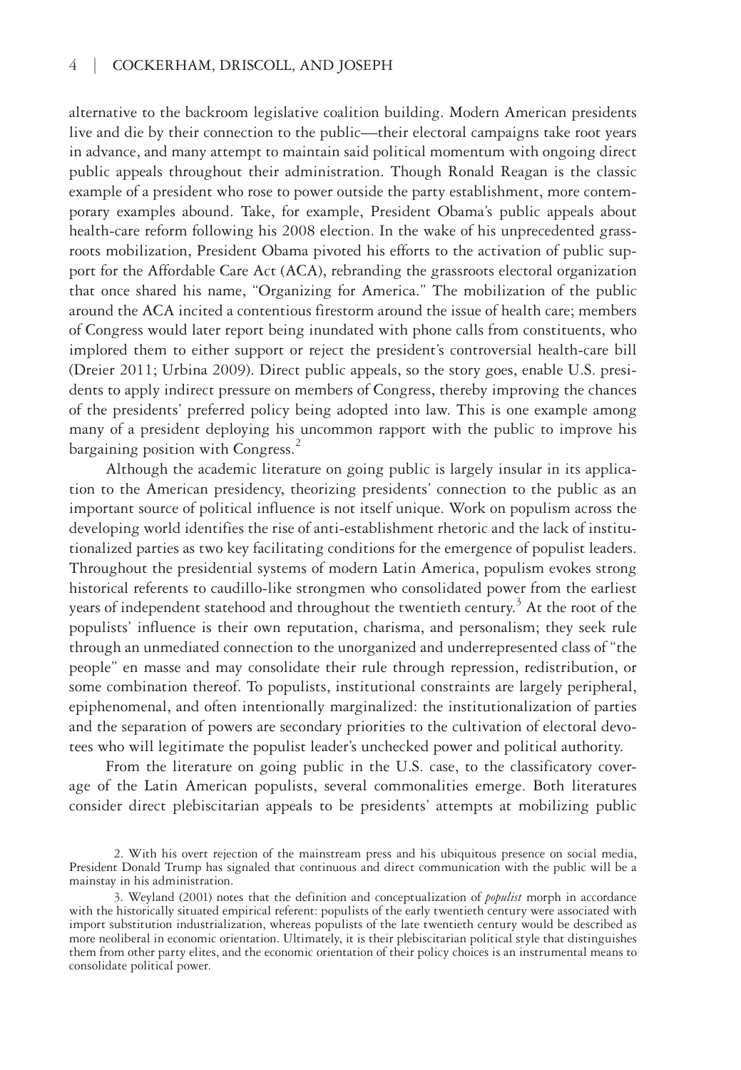alternative to the backroom legislative coalition building. Modern American presidents live and die by their connection to the public—their electoral campaigns take root years in advance, and many attempt to maintain said political momentum with ongoing direct public appeals throughout their administration. Though Ronald Reagan is the classic example of a president who rose to power outside the party establishment, more contemporary examples abound. Take, for example, President Obama's public appeals about health-care reform following his 2008 election. In the wake of his unprecedented grassroots mobilization, President Obama pivoted his efforts to the activation of public support for the Affordable Care Act (ACA), rebranding the grassroots electoral organization that once shared his name, "Organizing for America." The mobilization of the public around the ACA incited a contentious firestorm around the issue of health care; members of Congress would later report being inundated with phone calls from constituents, who implored them to either support or reject the president's controversial health-care bill (Dreier 2011; Urbina 2009). Direct public appeals, so the story goes, enable U.S. presidents to apply indirect pressure on members of Congress, thereby improving the chances of the presidents' preferred policy being adopted into law. This is one example among many of a president deploying his uncommon rapport with the public to improve his bargaining position with Congress.[2]

Although the academic literature on going public is largely insular in its application to the American presidency, theorizing presidents' connection to the public as an important source of political influence is not itself unique. Work on populism across the developing world identifies the rise of anti-establishment rhetoric and the lack of institutionalized parties as two key facilitating conditions for the emergence of populist leaders. Throughout the presidential systems of modern Latin America, populism evokes strong historical referents to caudillo-like strongmen who consolidated power from the earliest years of independent statehood and throughout the twentieth century.[3] At the root of the populists' influence is their own reputation, charisma, and personalism; they seek rule through an unmediated connection to the unorganized and underrepresented class of "the people" en masse and may consolidate their rule through repression, redistribution, or some combination thereof. To populists, institutional constraints are largely peripheral, epiphenomenal, and often intentionally marginalized: the institutionalization of parties and the separation of powers are secondary priorities to the cultivation of electoral devotees who will legitimate the populist leader's unchecked power and political authority.

From the literature on going public in the U.S. case, to the classificatory coverage of the Latin American populists, several commonalities emerge. Both literatures consider direct plebiscitarian appeals to be presidents' attempts at mobilizing public

2. With his overt rejection of the mainstream press and his ubiquitous presence on social media, President Donald Trump has signaled that continuous and direct communication with the public will be a mainstay in his administration.

3. Weyland (2001) notes that the definition and conceptualization of *populist* morph in accordance with the historically situated empirical referent: populists of the early twentieth century were associated with import substitution industrialization, whereas populists of the late twentieth century would be described as more neoliberal in economic orientation. Ultimately, it is their plebiscitarian political style that distinguishes them from other party elites, and the economic orientation of their policy choices is an instrumental means to consolidate political power.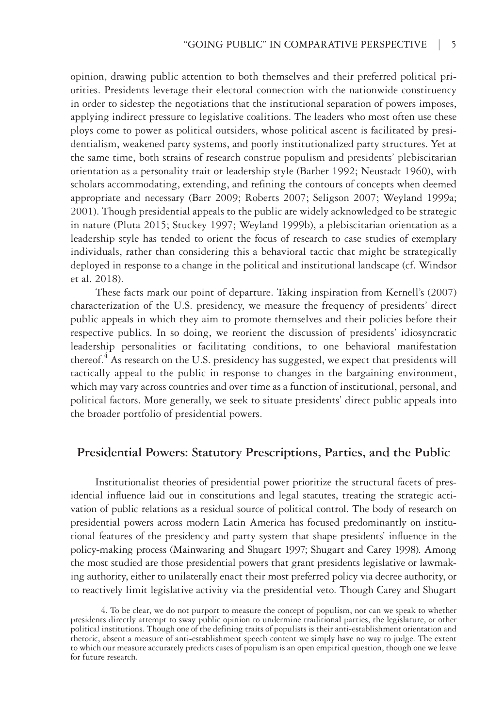opinion, drawing public attention to both themselves and their preferred political priorities. Presidents leverage their electoral connection with the nationwide constituency in order to sidestep the negotiations that the institutional separation of powers imposes, applying indirect pressure to legislative coalitions. The leaders who most often use these ploys come to power as political outsiders, whose political ascent is facilitated by presidentialism, weakened party systems, and poorly institutionalized party structures. Yet at the same time, both strains of research construe populism and presidents' plebiscitarian orientation as a personality trait or leadership style (Barber 1992; Neustadt 1960), with scholars accommodating, extending, and refining the contours of concepts when deemed appropriate and necessary (Barr 2009; Roberts 2007; Seligson 2007; Weyland 1999a; 2001). Though presidential appeals to the public are widely acknowledged to be strategic in nature (Pluta 2015; Stuckey 1997; Weyland 1999b), a plebiscitarian orientation as a leadership style has tended to orient the focus of research to case studies of exemplary individuals, rather than considering this a behavioral tactic that might be strategically deployed in response to a change in the political and institutional landscape (cf. Windsor et al. 2018).

These facts mark our point of departure. Taking inspiration from Kernell's (2007) characterization of the U.S. presidency, we measure the frequency of presidents' direct public appeals in which they aim to promote themselves and their policies before their respective publics. In so doing, we reorient the discussion of presidents' idiosyncratic leadership personalities or facilitating conditions, to one behavioral manifestation thereof.[4] As research on the U.S. presidency has suggested, we expect that presidents will tactically appeal to the public in response to changes in the bargaining environment, which may vary across countries and over time as a function of institutional, personal, and political factors. More generally, we seek to situate presidents' direct public appeals into the broader portfolio of presidential powers.

## Presidential Powers: Statutory Prescriptions, Parties, and the Public

Institutionalist theories of presidential power prioritize the structural facets of presidential influence laid out in constitutions and legal statutes, treating the strategic activation of public relations as a residual source of political control. The body of research on presidential powers across modern Latin America has focused predominantly on institutional features of the presidency and party system that shape presidents' influence in the policy-making process (Mainwaring and Shugart 1997; Shugart and Carey 1998). Among the most studied are those presidential powers that grant presidents legislative or lawmaking authority, either to unilaterally enact their most preferred policy via decree authority, or to reactively limit legislative activity via the presidential veto. Though Carey and Shugart

4. To be clear, we do not purport to measure the concept of populism, nor can we speak to whether presidents directly attempt to sway public opinion to undermine traditional parties, the legislature, or other political institutions. Though one of the defining traits of populists is their anti-establishment orientation and rhetoric, absent a measure of anti-establishment speech content we simply have no way to judge. The extent to which our measure accurately predicts cases of populism is an open empirical question, though one we leave for future research.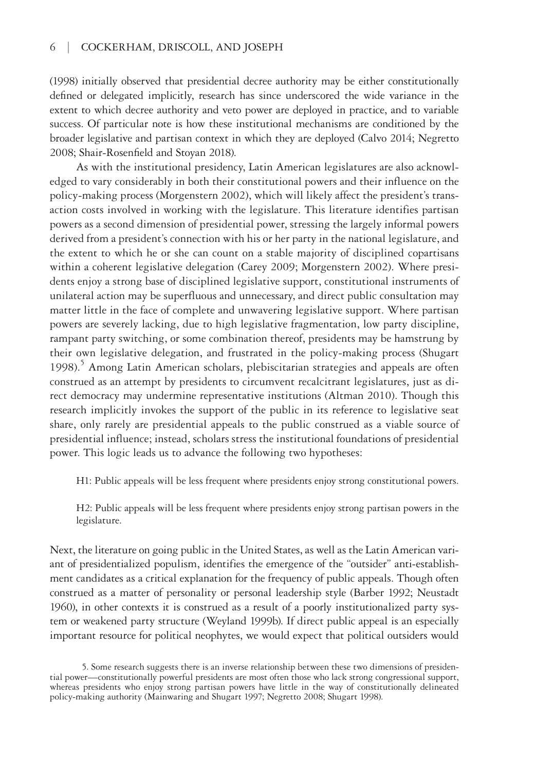(1998) initially observed that presidential decree authority may be either constitutionally defined or delegated implicitly, research has since underscored the wide variance in the extent to which decree authority and veto power are deployed in practice, and to variable success. Of particular note is how these institutional mechanisms are conditioned by the broader legislative and partisan context in which they are deployed (Calvo 2014; Negretto 2008; Shair-Rosenfield and Stoyan 2018).

As with the institutional presidency, Latin American legislatures are also acknowledged to vary considerably in both their constitutional powers and their influence on the policy-making process (Morgenstern 2002), which will likely affect the president's transaction costs involved in working with the legislature. This literature identifies partisan powers as a second dimension of presidential power, stressing the largely informal powers derived from a president's connection with his or her party in the national legislature, and the extent to which he or she can count on a stable majority of disciplined copartisans within a coherent legislative delegation (Carey 2009; Morgenstern 2002). Where presidents enjoy a strong base of disciplined legislative support, constitutional instruments of unilateral action may be superfluous and unnecessary, and direct public consultation may matter little in the face of complete and unwavering legislative support. Where partisan powers are severely lacking, due to high legislative fragmentation, low party discipline, rampant party switching, or some combination thereof, presidents may be hamstrung by their own legislative delegation, and frustrated in the policy-making process (Shugart 1998).[5] Among Latin American scholars, plebiscitarian strategies and appeals are often construed as an attempt by presidents to circumvent recalcitrant legislatures, just as direct democracy may undermine representative institutions (Altman 2010). Though this research implicitly invokes the support of the public in its reference to legislative seat share, only rarely are presidential appeals to the public construed as a viable source of presidential influence; instead, scholars stress the institutional foundations of presidential power. This logic leads us to advance the following two hypotheses:

H1: Public appeals will be less frequent where presidents enjoy strong constitutional powers.

H2: Public appeals will be less frequent where presidents enjoy strong partisan powers in the legislature.

Next, the literature on going public in the United States, as well as the Latin American variant of presidentialized populism, identifies the emergence of the "outsider" anti-establishment candidates as a critical explanation for the frequency of public appeals. Though often construed as a matter of personality or personal leadership style (Barber 1992; Neustadt 1960), in other contexts it is construed as a result of a poorly institutionalized party system or weakened party structure (Weyland 1999b). If direct public appeal is an especially important resource for political neophytes, we would expect that political outsiders would

5. Some research suggests there is an inverse relationship between these two dimensions of presidential power—constitutionally powerful presidents are most often those who lack strong congressional support, whereas presidents who enjoy strong partisan powers have little in the way of constitutionally delineated policy-making authority (Mainwaring and Shugart 1997; Negretto 2008; Shugart 1998).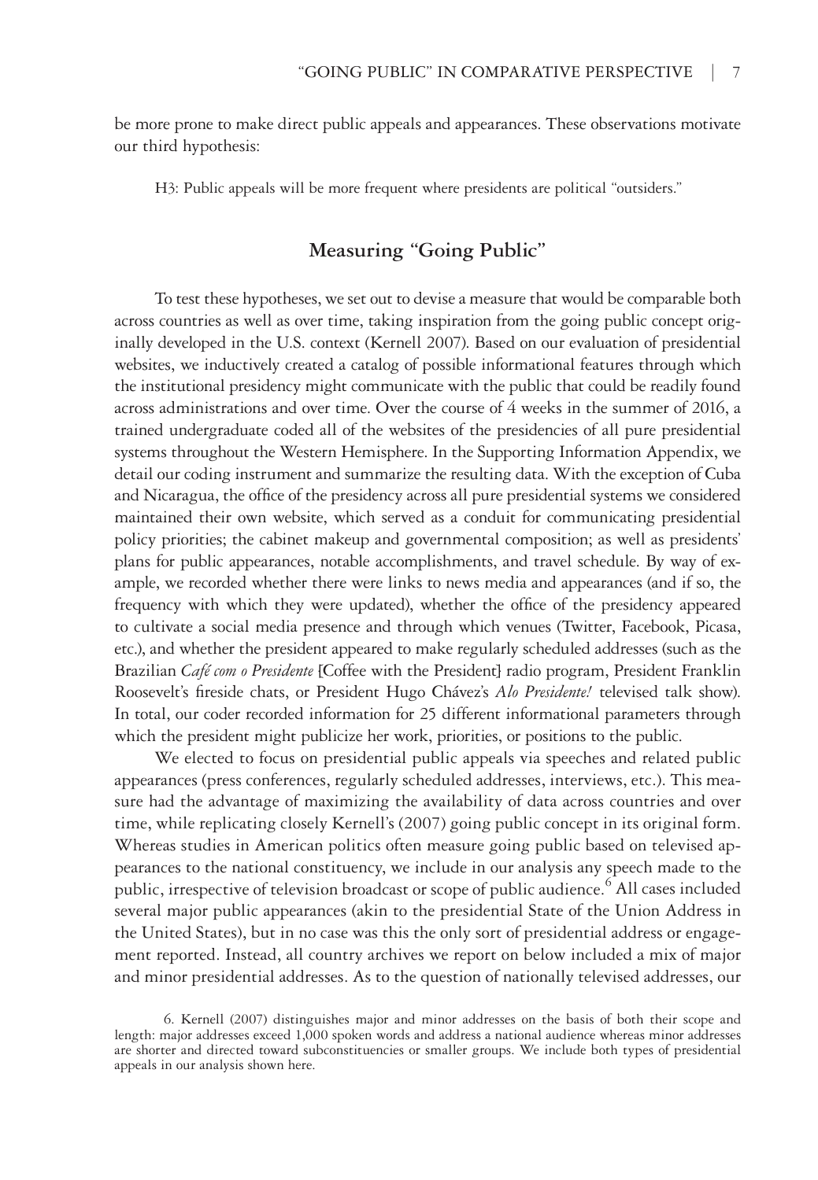be more prone to make direct public appeals and appearances. These observations motivate our third hypothesis:

H3: Public appeals will be more frequent where presidents are political "outsiders."

## Measuring "Going Public"

To test these hypotheses, we set out to devise a measure that would be comparable both across countries as well as over time, taking inspiration from the going public concept originally developed in the U.S. context (Kernell 2007). Based on our evaluation of presidential websites, we inductively created a catalog of possible informational features through which the institutional presidency might communicate with the public that could be readily found across administrations and over time. Over the course of 4 weeks in the summer of 2016, a trained undergraduate coded all of the websites of the presidencies of all pure presidential systems throughout the Western Hemisphere. In the Supporting Information Appendix, we detail our coding instrument and summarize the resulting data. With the exception of Cuba and Nicaragua, the office of the presidency across all pure presidential systems we considered maintained their own website, which served as a conduit for communicating presidential policy priorities; the cabinet makeup and governmental composition; as well as presidents' plans for public appearances, notable accomplishments, and travel schedule. By way of example, we recorded whether there were links to news media and appearances (and if so, the frequency with which they were updated), whether the office of the presidency appeared to cultivate a social media presence and through which venues (Twitter, Facebook, Picasa, etc.), and whether the president appeared to make regularly scheduled addresses (such as the Brazilian *Café com o Presidente* [Coffee with the President] radio program, President Franklin Roosevelt's fireside chats, or President Hugo Chávez's *Alo Presidente!* televised talk show). In total, our coder recorded information for 25 different informational parameters through which the president might publicize her work, priorities, or positions to the public.

We elected to focus on presidential public appeals via speeches and related public appearances (press conferences, regularly scheduled addresses, interviews, etc.). This measure had the advantage of maximizing the availability of data across countries and over time, while replicating closely Kernell's (2007) going public concept in its original form. Whereas studies in American politics often measure going public based on televised appearances to the national constituency, we include in our analysis any speech made to the public, irrespective of television broadcast or scope of public audience.[6] All cases included several major public appearances (akin to the presidential State of the Union Address in the United States), but in no case was this the only sort of presidential address or engagement reported. Instead, all country archives we report on below included a mix of major and minor presidential addresses. As to the question of nationally televised addresses, our

6. Kernell (2007) distinguishes major and minor addresses on the basis of both their scope and length: major addresses exceed 1,000 spoken words and address a national audience whereas minor addresses are shorter and directed toward subconstituencies or smaller groups. We include both types of presidential appeals in our analysis shown here.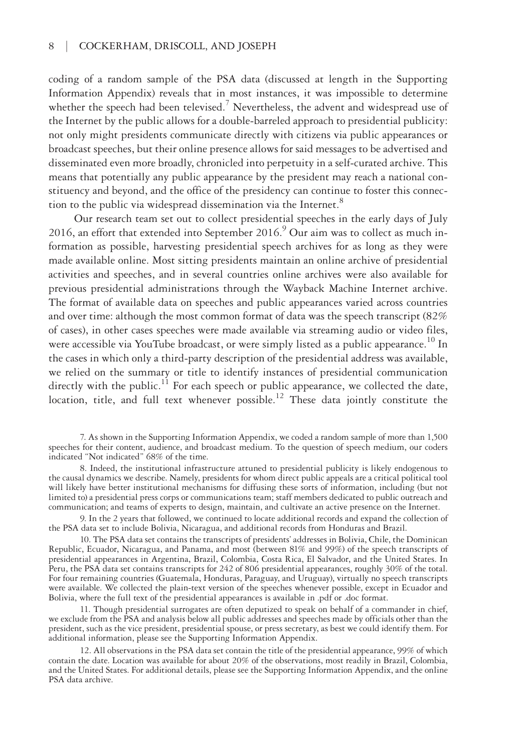coding of a random sample of the PSA data (discussed at length in the Supporting Information Appendix) reveals that in most instances, it was impossible to determine whether the speech had been televised.[7] Nevertheless, the advent and widespread use of the Internet by the public allows for a double-barreled approach to presidential publicity: not only might presidents communicate directly with citizens via public appearances or broadcast speeches, but their online presence allows for said messages to be advertised and disseminated even more broadly, chronicled into perpetuity in a self-curated archive. This means that potentially any public appearance by the president may reach a national constituency and beyond, and the office of the presidency can continue to foster this connection to the public via widespread dissemination via the Internet.[8]

Our research team set out to collect presidential speeches in the early days of July 2016, an effort that extended into September 2016.[9] Our aim was to collect as much information as possible, harvesting presidential speech archives for as long as they were made available online. Most sitting presidents maintain an online archive of presidential activities and speeches, and in several countries online archives were also available for previous presidential administrations through the Wayback Machine Internet archive. The format of available data on speeches and public appearances varied across countries and over time: although the most common format of data was the speech transcript (82% of cases), in other cases speeches were made available via streaming audio or video files, were accessible via YouTube broadcast, or were simply listed as a public appearance.[10] In the cases in which only a third-party description of the presidential address was available, we relied on the summary or title to identify instances of presidential communication directly with the public.[11] For each speech or public appearance, we collected the date, location, title, and full text whenever possible.[12] These data jointly constitute the

7. As shown in the Supporting Information Appendix, we coded a random sample of more than 1,500 speeches for their content, audience, and broadcast medium. To the question of speech medium, our coders indicated "Not indicated" 68% of the time.

8. Indeed, the institutional infrastructure attuned to presidential publicity is likely endogenous to the causal dynamics we describe. Namely, presidents for whom direct public appeals are a critical political tool will likely have better institutional mechanisms for diffusing these sorts of information, including (but not limited to) a presidential press corps or communications team; staff members dedicated to public outreach and communication; and teams of experts to design, maintain, and cultivate an active presence on the Internet.

9. In the 2 years that followed, we continued to locate additional records and expand the collection of the PSA data set to include Bolivia, Nicaragua, and additional records from Honduras and Brazil.

10. The PSA data set contains the transcripts of presidents' addresses in Bolivia, Chile, the Dominican Republic, Ecuador, Nicaragua, and Panama, and most (between 81% and 99%) of the speech transcripts of presidential appearances in Argentina, Brazil, Colombia, Costa Rica, El Salvador, and the United States. In Peru, the PSA data set contains transcripts for 242 of 806 presidential appearances, roughly 30% of the total. For four remaining countries (Guatemala, Honduras, Paraguay, and Uruguay), virtually no speech transcripts were available. We collected the plain-text version of the speeches whenever possible, except in Ecuador and Bolivia, where the full text of the presidential appearances is available in .pdf or .doc format.

11. Though presidential surrogates are often deputized to speak on behalf of a commander in chief, we exclude from the PSA and analysis below all public addresses and speeches made by officials other than the president, such as the vice president, presidential spouse, or press secretary, as best we could identify them. For additional information, please see the Supporting Information Appendix.

12. All observations in the PSA data set contain the title of the presidential appearance, 99% of which contain the date. Location was available for about 20% of the observations, most readily in Brazil, Colombia, and the United States. For additional details, please see the Supporting Information Appendix, and the online PSA data archive.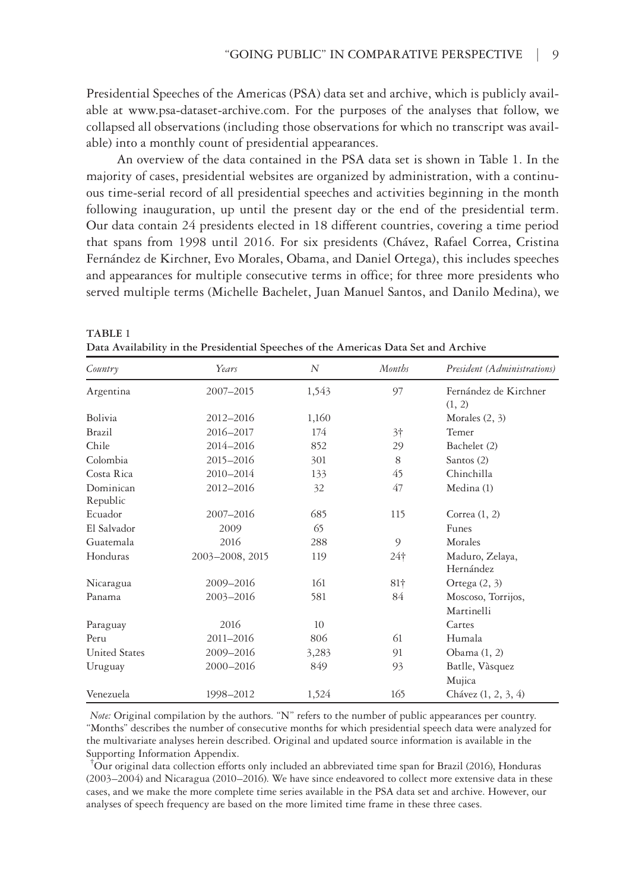Presidential Speeches of the Americas (PSA) data set and archive, which is publicly available at www.psa-dataset-archive.com. For the purposes of the analyses that follow, we collapsed all observations (including those observations for which no transcript was available) into a monthly count of presidential appearances.

An overview of the data contained in the PSA data set is shown in Table 1. In the majority of cases, presidential websites are organized by administration, with a continuous time-serial record of all presidential speeches and activities beginning in the month following inauguration, up until the present day or the end of the presidential term. Our data contain 24 presidents elected in 18 different countries, covering a time period that spans from 1998 until 2016. For six presidents (Chávez, Rafael Correa, Cristina Fernández de Kirchner, Evo Morales, Obama, and Daniel Ortega), this includes speeches and appearances for multiple consecutive terms in office; for three more presidents who served multiple terms (Michelle Bachelet, Juan Manuel Santos, and Danilo Medina), we

**TABLE 1**
**Data Availability in the Presidential Speeches of the Americas Data Set and Archive**

| *Country* | *Years* | *N* | *Months* | *President (Administrations)* |
|---|---|---|---|---|
| Argentina | 2007–2015 | 1,543 | 97 | Fernández de Kirchner (1, 2) |
| Bolivia | 2012–2016 | 1,160 | | Morales (2, 3) |
| Brazil | 2016–2017 | 174 | 3† | Temer |
| Chile | 2014–2016 | 852 | 29 | Bachelet (2) |
| Colombia | 2015–2016 | 301 | 8 | Santos (2) |
| Costa Rica | 2010–2014 | 133 | 45 | Chinchilla |
| Dominican Republic | 2012–2016 | 32 | 47 | Medina (1) |
| Ecuador | 2007–2016 | 685 | 115 | Correa (1, 2) |
| El Salvador | 2009 | 65 | | Funes |
| Guatemala | 2016 | 288 | 9 | Morales |
| Honduras | 2003–2008, 2015 | 119 | 24† | Maduro, Zelaya, Hernández |
| Nicaragua | 2009–2016 | 161 | 81† | Ortega (2, 3) |
| Panama | 2003–2016 | 581 | 84 | Moscoso, Torrijos, Martinelli |
| Paraguay | 2016 | 10 | | Cartes |
| Peru | 2011–2016 | 806 | 61 | Humala |
| United States | 2009–2016 | 3,283 | 91 | Obama (1, 2) |
| Uruguay | 2000–2016 | 849 | 93 | Batlle, Vàsquez Mujica |
| Venezuela | 1998–2012 | 1,524 | 165 | Chávez (1, 2, 3, 4) |

*Note:* Original compilation by the authors. "N" refers to the number of public appearances per country. "Months" describes the number of consecutive months for which presidential speech data were analyzed for the multivariate analyses herein described. Original and updated source information is available in the Supporting Information Appendix.

†Our original data collection efforts only included an abbreviated time span for Brazil (2016), Honduras (2003–2004) and Nicaragua (2010–2016). We have since endeavored to collect more extensive data in these cases, and we make the more complete time series available in the PSA data set and archive. However, our analyses of speech frequency are based on the more limited time frame in these three cases.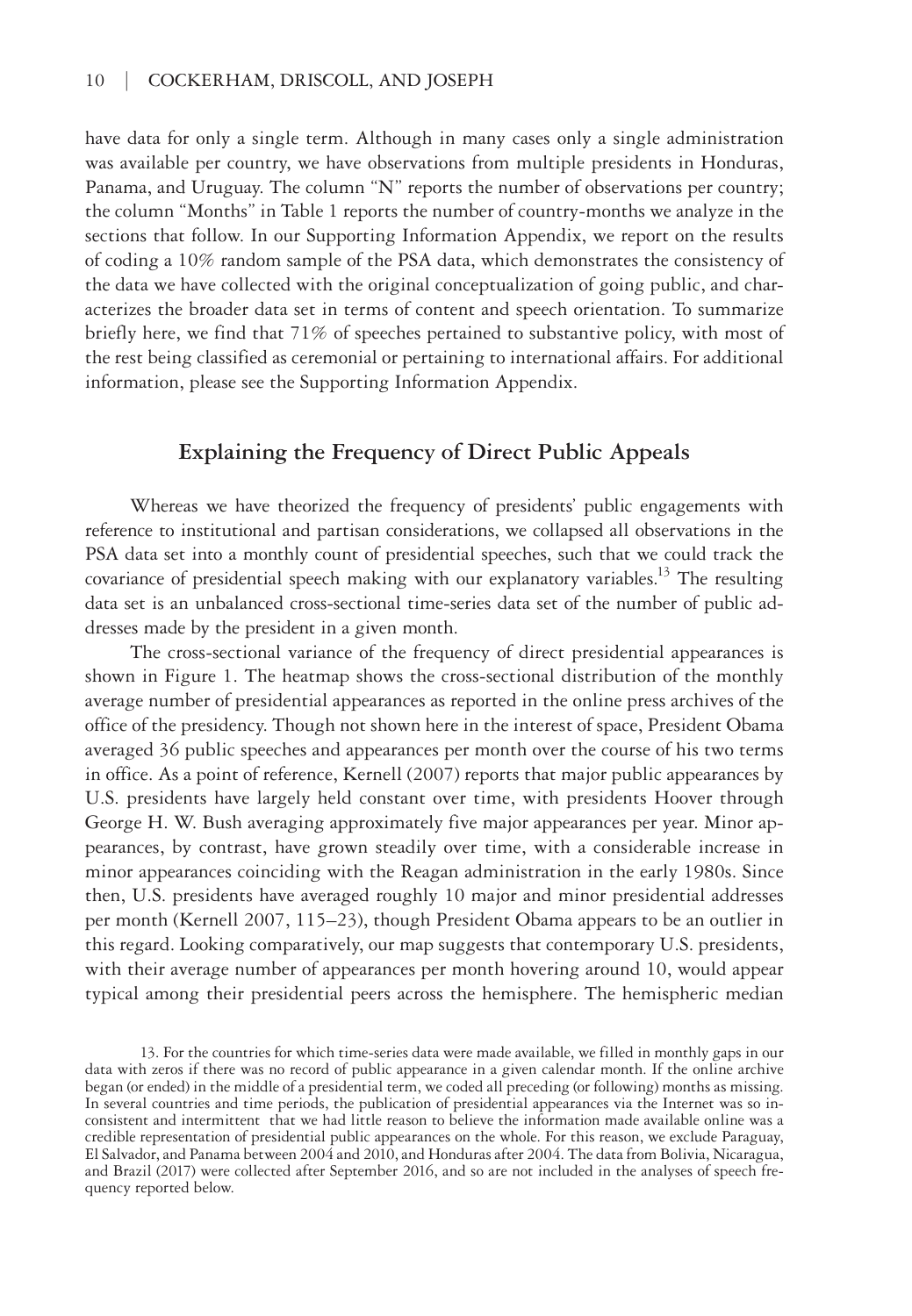have data for only a single term. Although in many cases only a single administration was available per country, we have observations from multiple presidents in Honduras, Panama, and Uruguay. The column "N" reports the number of observations per country; the column "Months" in Table 1 reports the number of country-months we analyze in the sections that follow. In our Supporting Information Appendix, we report on the results of coding a 10% random sample of the PSA data, which demonstrates the consistency of the data we have collected with the original conceptualization of going public, and characterizes the broader data set in terms of content and speech orientation. To summarize briefly here, we find that 71% of speeches pertained to substantive policy, with most of the rest being classified as ceremonial or pertaining to international affairs. For additional information, please see the Supporting Information Appendix.

## Explaining the Frequency of Direct Public Appeals

Whereas we have theorized the frequency of presidents' public engagements with reference to institutional and partisan considerations, we collapsed all observations in the PSA data set into a monthly count of presidential speeches, such that we could track the covariance of presidential speech making with our explanatory variables.[13] The resulting data set is an unbalanced cross-sectional time-series data set of the number of public addresses made by the president in a given month.

The cross-sectional variance of the frequency of direct presidential appearances is shown in Figure 1. The heatmap shows the cross-sectional distribution of the monthly average number of presidential appearances as reported in the online press archives of the office of the presidency. Though not shown here in the interest of space, President Obama averaged 36 public speeches and appearances per month over the course of his two terms in office. As a point of reference, Kernell (2007) reports that major public appearances by U.S. presidents have largely held constant over time, with presidents Hoover through George H. W. Bush averaging approximately five major appearances per year. Minor appearances, by contrast, have grown steadily over time, with a considerable increase in minor appearances coinciding with the Reagan administration in the early 1980s. Since then, U.S. presidents have averaged roughly 10 major and minor presidential addresses per month (Kernell 2007, 115–23), though President Obama appears to be an outlier in this regard. Looking comparatively, our map suggests that contemporary U.S. presidents, with their average number of appearances per month hovering around 10, would appear typical among their presidential peers across the hemisphere. The hemispheric median

13. For the countries for which time-series data were made available, we filled in monthly gaps in our data with zeros if there was no record of public appearance in a given calendar month. If the online archive began (or ended) in the middle of a presidential term, we coded all preceding (or following) months as missing. In several countries and time periods, the publication of presidential appearances via the Internet was so inconsistent and intermittent that we had little reason to believe the information made available online was a credible representation of presidential public appearances on the whole. For this reason, we exclude Paraguay, El Salvador, and Panama between 2004 and 2010, and Honduras after 2004. The data from Bolivia, Nicaragua, and Brazil (2017) were collected after September 2016, and so are not included in the analyses of speech frequency reported below.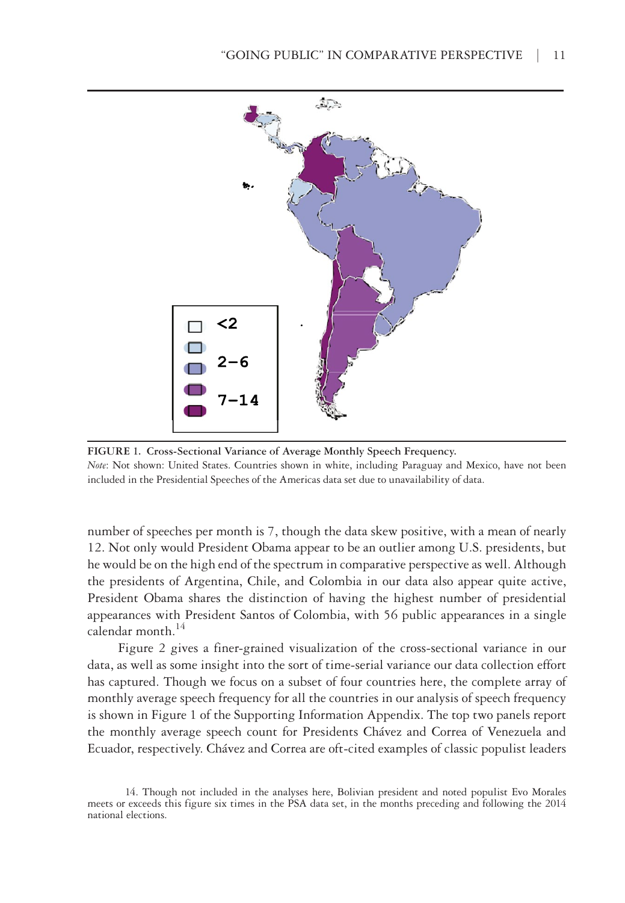FIGURE 1. Cross-Sectional Variance of Average Monthly Speech Frequency.
*Note*: Not shown: United States. Countries shown in white, including Paraguay and Mexico, have not been included in the Presidential Speeches of the Americas data set due to unavailability of data.

number of speeches per month is 7, though the data skew positive, with a mean of nearly 12. Not only would President Obama appear to be an outlier among U.S. presidents, but he would be on the high end of the spectrum in comparative perspective as well. Although the presidents of Argentina, Chile, and Colombia in our data also appear quite active, President Obama shares the distinction of having the highest number of presidential appearances with President Santos of Colombia, with 56 public appearances in a single calendar month.[14]

Figure 2 gives a finer-grained visualization of the cross-sectional variance in our data, as well as some insight into the sort of time-serial variance our data collection effort has captured. Though we focus on a subset of four countries here, the complete array of monthly average speech frequency for all the countries in our analysis of speech frequency is shown in Figure 1 of the Supporting Information Appendix. The top two panels report the monthly average speech count for Presidents Chávez and Correa of Venezuela and Ecuador, respectively. Chávez and Correa are oft-cited examples of classic populist leaders

14. Though not included in the analyses here, Bolivian president and noted populist Evo Morales meets or exceeds this figure six times in the PSA data set, in the months preceding and following the 2014 national elections.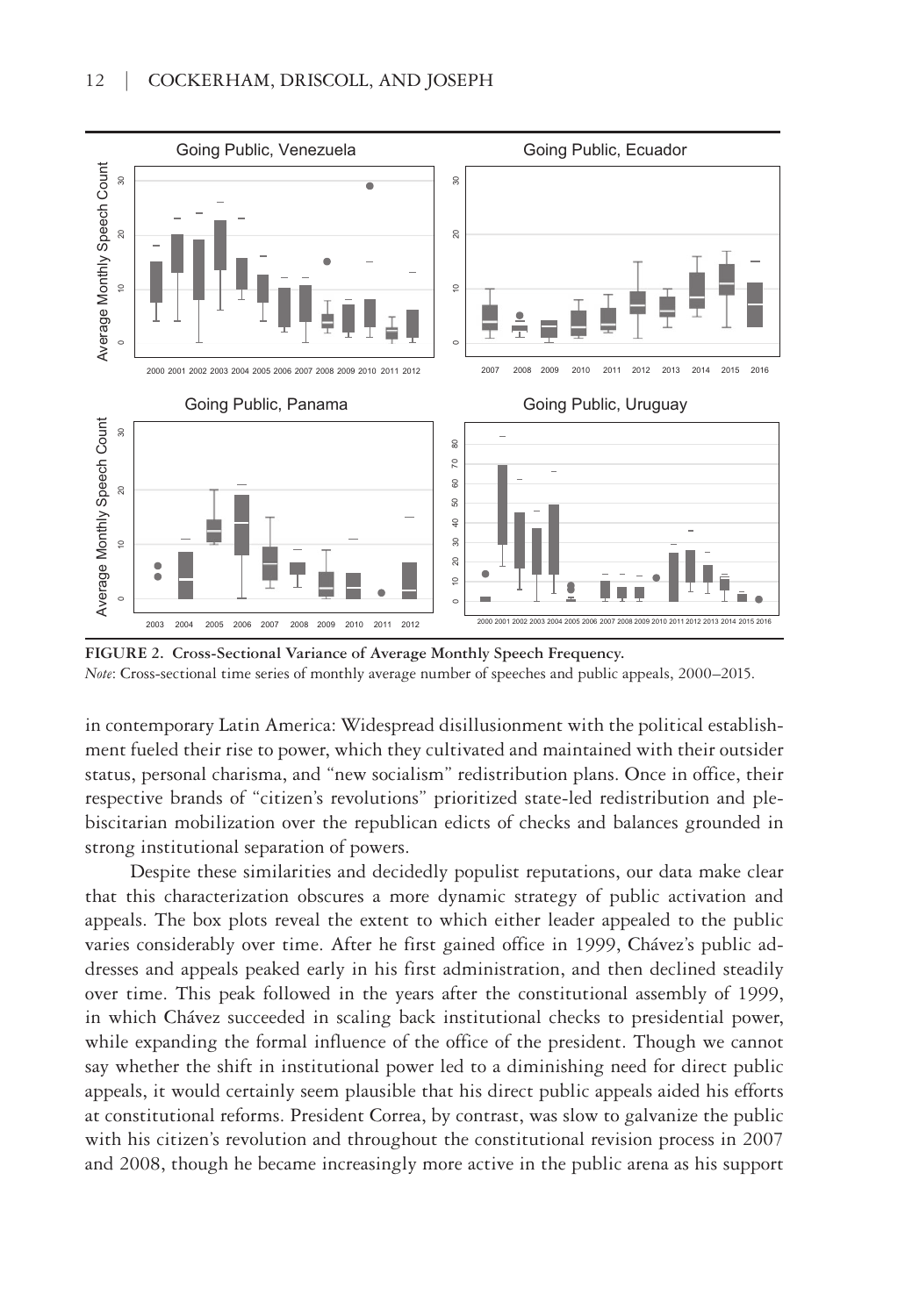**FIGURE 2. Cross-Sectional Variance of Average Monthly Speech Frequency.**
*Note*: Cross-sectional time series of monthly average number of speeches and public appeals, 2000–2015.

in contemporary Latin America: Widespread disillusionment with the political establishment fueled their rise to power, which they cultivated and maintained with their outsider status, personal charisma, and "new socialism" redistribution plans. Once in office, their respective brands of "citizen's revolutions" prioritized state-led redistribution and plebiscitarian mobilization over the republican edicts of checks and balances grounded in strong institutional separation of powers.

Despite these similarities and decidedly populist reputations, our data make clear that this characterization obscures a more dynamic strategy of public activation and appeals. The box plots reveal the extent to which either leader appealed to the public varies considerably over time. After he first gained office in 1999, Chávez's public addresses and appeals peaked early in his first administration, and then declined steadily over time. This peak followed in the years after the constitutional assembly of 1999, in which Chávez succeeded in scaling back institutional checks to presidential power, while expanding the formal influence of the office of the president. Though we cannot say whether the shift in institutional power led to a diminishing need for direct public appeals, it would certainly seem plausible that his direct public appeals aided his efforts at constitutional reforms. President Correa, by contrast, was slow to galvanize the public with his citizen's revolution and throughout the constitutional revision process in 2007 and 2008, though he became increasingly more active in the public arena as his support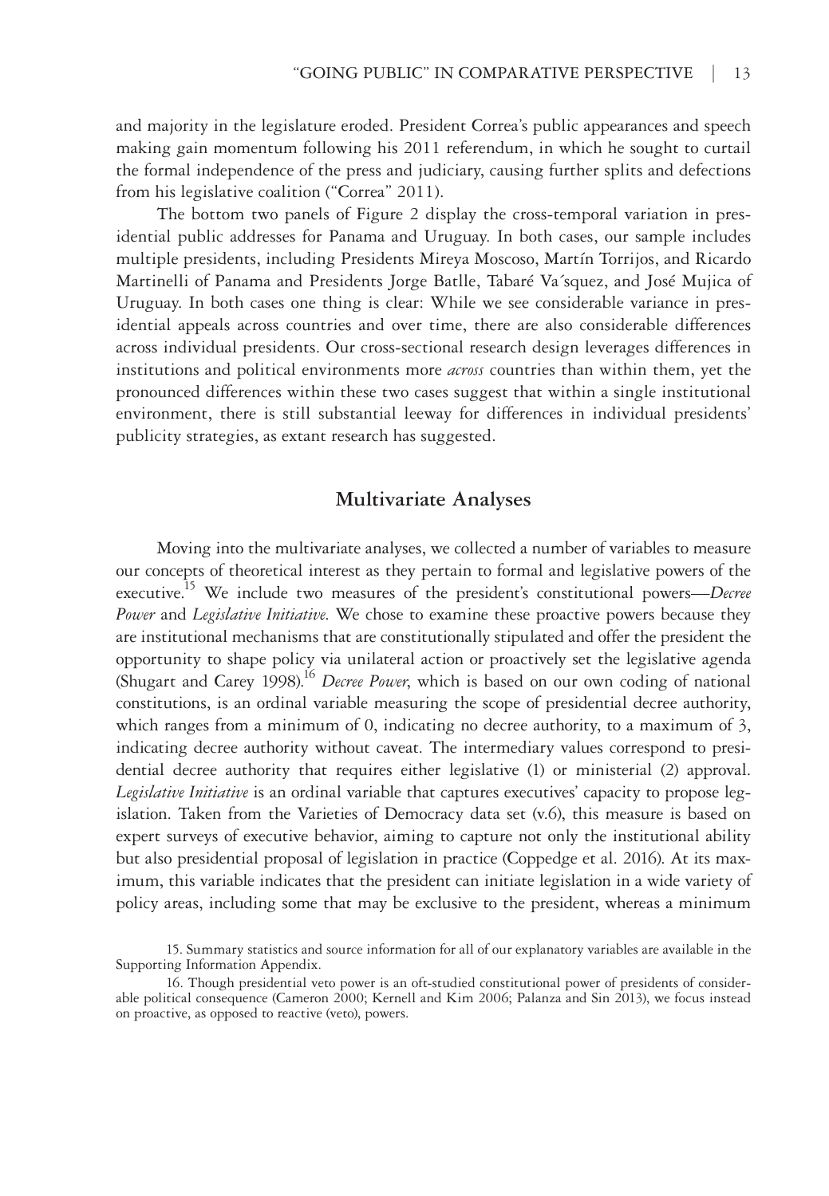and majority in the legislature eroded. President Correa's public appearances and speech making gain momentum following his 2011 referendum, in which he sought to curtail the formal independence of the press and judiciary, causing further splits and defections from his legislative coalition ("Correa" 2011).

The bottom two panels of Figure 2 display the cross-temporal variation in presidential public addresses for Panama and Uruguay. In both cases, our sample includes multiple presidents, including Presidents Mireya Moscoso, Martín Torrijos, and Ricardo Martinelli of Panama and Presidents Jorge Batlle, Tabaré Va´squez, and José Mujica of Uruguay. In both cases one thing is clear: While we see considerable variance in presidential appeals across countries and over time, there are also considerable differences across individual presidents. Our cross-sectional research design leverages differences in institutions and political environments more *across* countries than within them, yet the pronounced differences within these two cases suggest that within a single institutional environment, there is still substantial leeway for differences in individual presidents' publicity strategies, as extant research has suggested.

## Multivariate Analyses

Moving into the multivariate analyses, we collected a number of variables to measure our concepts of theoretical interest as they pertain to formal and legislative powers of the executive.[15] We include two measures of the president's constitutional powers—*Decree Power* and *Legislative Initiative*. We chose to examine these proactive powers because they are institutional mechanisms that are constitutionally stipulated and offer the president the opportunity to shape policy via unilateral action or proactively set the legislative agenda (Shugart and Carey 1998).[16] *Decree Power*, which is based on our own coding of national constitutions, is an ordinal variable measuring the scope of presidential decree authority, which ranges from a minimum of 0, indicating no decree authority, to a maximum of 3, indicating decree authority without caveat. The intermediary values correspond to presidential decree authority that requires either legislative (1) or ministerial (2) approval. *Legislative Initiative* is an ordinal variable that captures executives' capacity to propose legislation. Taken from the Varieties of Democracy data set (v.6), this measure is based on expert surveys of executive behavior, aiming to capture not only the institutional ability but also presidential proposal of legislation in practice (Coppedge et al. 2016). At its maximum, this variable indicates that the president can initiate legislation in a wide variety of policy areas, including some that may be exclusive to the president, whereas a minimum

15. Summary statistics and source information for all of our explanatory variables are available in the Supporting Information Appendix.

16. Though presidential veto power is an oft-studied constitutional power of presidents of considerable political consequence (Cameron 2000; Kernell and Kim 2006; Palanza and Sin 2013), we focus instead on proactive, as opposed to reactive (veto), powers.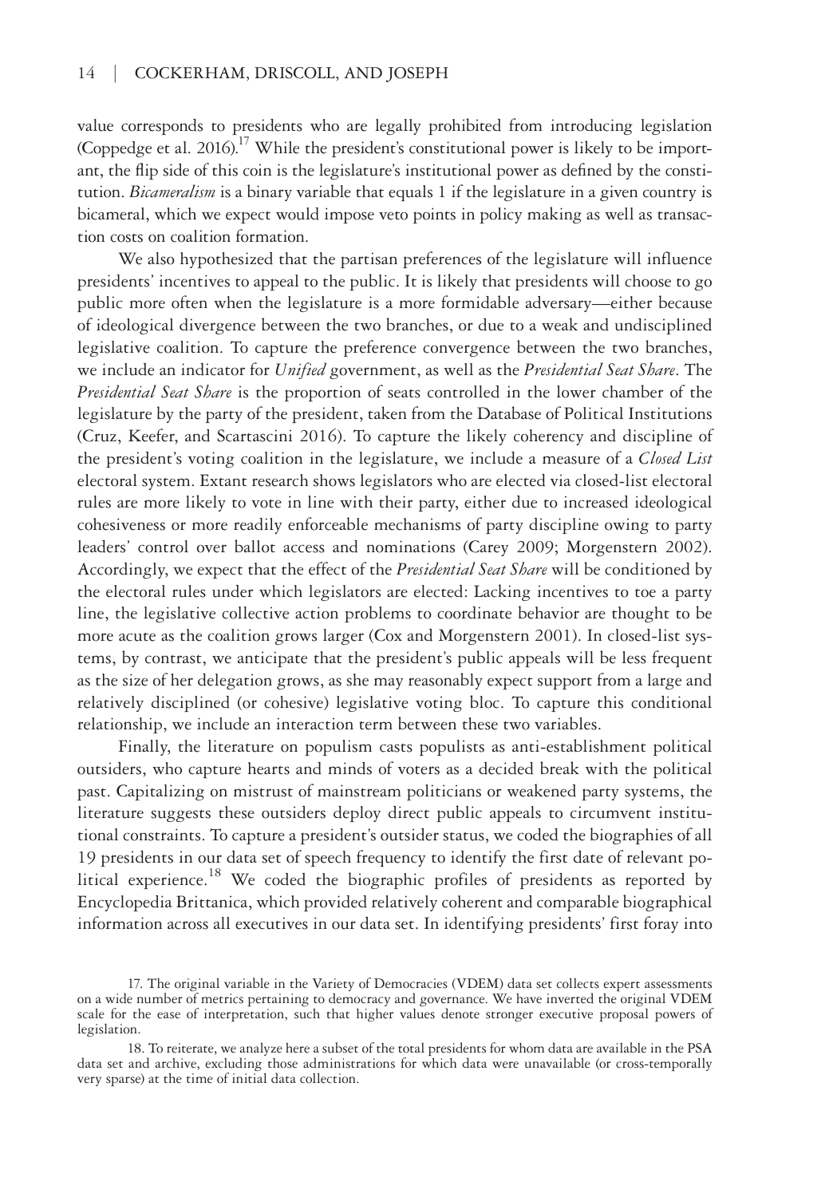value corresponds to presidents who are legally prohibited from introducing legislation (Coppedge et al. 2016).[17] While the president's constitutional power is likely to be important, the flip side of this coin is the legislature's institutional power as defined by the constitution. *Bicameralism* is a binary variable that equals 1 if the legislature in a given country is bicameral, which we expect would impose veto points in policy making as well as transaction costs on coalition formation.

We also hypothesized that the partisan preferences of the legislature will influence presidents' incentives to appeal to the public. It is likely that presidents will choose to go public more often when the legislature is a more formidable adversary—either because of ideological divergence between the two branches, or due to a weak and undisciplined legislative coalition. To capture the preference convergence between the two branches, we include an indicator for *Unified* government, as well as the *Presidential Seat Share*. The *Presidential Seat Share* is the proportion of seats controlled in the lower chamber of the legislature by the party of the president, taken from the Database of Political Institutions (Cruz, Keefer, and Scartascini 2016). To capture the likely coherency and discipline of the president's voting coalition in the legislature, we include a measure of a *Closed List* electoral system. Extant research shows legislators who are elected via closed-list electoral rules are more likely to vote in line with their party, either due to increased ideological cohesiveness or more readily enforceable mechanisms of party discipline owing to party leaders' control over ballot access and nominations (Carey 2009; Morgenstern 2002). Accordingly, we expect that the effect of the *Presidential Seat Share* will be conditioned by the electoral rules under which legislators are elected: Lacking incentives to toe a party line, the legislative collective action problems to coordinate behavior are thought to be more acute as the coalition grows larger (Cox and Morgenstern 2001). In closed-list systems, by contrast, we anticipate that the president's public appeals will be less frequent as the size of her delegation grows, as she may reasonably expect support from a large and relatively disciplined (or cohesive) legislative voting bloc. To capture this conditional relationship, we include an interaction term between these two variables.

Finally, the literature on populism casts populists as anti-establishment political outsiders, who capture hearts and minds of voters as a decided break with the political past. Capitalizing on mistrust of mainstream politicians or weakened party systems, the literature suggests these outsiders deploy direct public appeals to circumvent institutional constraints. To capture a president's outsider status, we coded the biographies of all 19 presidents in our data set of speech frequency to identify the first date of relevant political experience.[18] We coded the biographic profiles of presidents as reported by Encyclopedia Brittanica, which provided relatively coherent and comparable biographical information across all executives in our data set. In identifying presidents' first foray into

17. The original variable in the Variety of Democracies (VDEM) data set collects expert assessments on a wide number of metrics pertaining to democracy and governance. We have inverted the original VDEM scale for the ease of interpretation, such that higher values denote stronger executive proposal powers of legislation.

18. To reiterate, we analyze here a subset of the total presidents for whom data are available in the PSA data set and archive, excluding those administrations for which data were unavailable (or cross-temporally very sparse) at the time of initial data collection.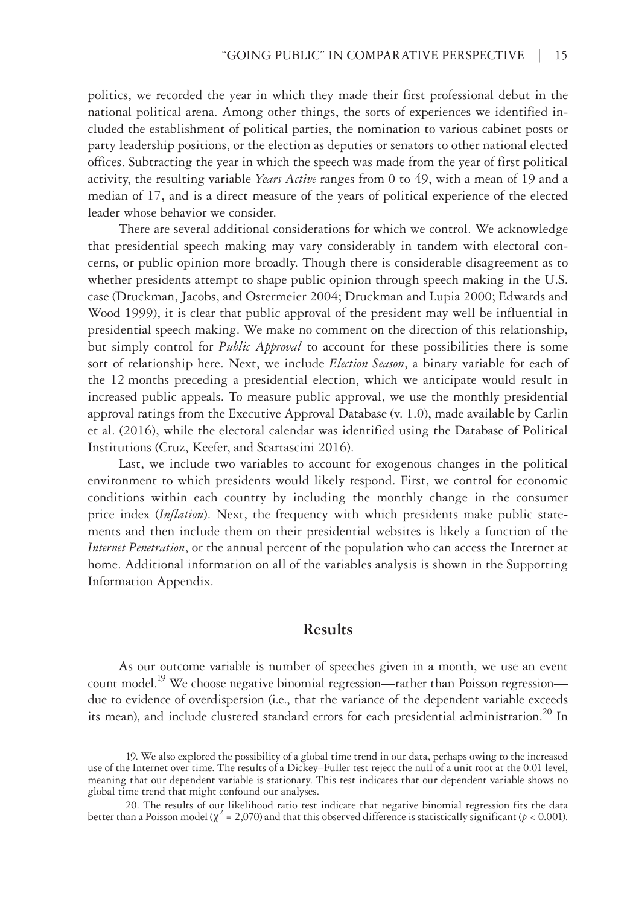politics, we recorded the year in which they made their first professional debut in the national political arena. Among other things, the sorts of experiences we identified included the establishment of political parties, the nomination to various cabinet posts or party leadership positions, or the election as deputies or senators to other national elected offices. Subtracting the year in which the speech was made from the year of first political activity, the resulting variable *Years Active* ranges from 0 to 49, with a mean of 19 and a median of 17, and is a direct measure of the years of political experience of the elected leader whose behavior we consider.

There are several additional considerations for which we control. We acknowledge that presidential speech making may vary considerably in tandem with electoral concerns, or public opinion more broadly. Though there is considerable disagreement as to whether presidents attempt to shape public opinion through speech making in the U.S. case (Druckman, Jacobs, and Ostermeier 2004; Druckman and Lupia 2000; Edwards and Wood 1999), it is clear that public approval of the president may well be influential in presidential speech making. We make no comment on the direction of this relationship, but simply control for *Public Approval* to account for these possibilities there is some sort of relationship here. Next, we include *Election Season*, a binary variable for each of the 12 months preceding a presidential election, which we anticipate would result in increased public appeals. To measure public approval, we use the monthly presidential approval ratings from the Executive Approval Database (v. 1.0), made available by Carlin et al. (2016), while the electoral calendar was identified using the Database of Political Institutions (Cruz, Keefer, and Scartascini 2016).

Last, we include two variables to account for exogenous changes in the political environment to which presidents would likely respond. First, we control for economic conditions within each country by including the monthly change in the consumer price index (*Inflation*). Next, the frequency with which presidents make public statements and then include them on their presidential websites is likely a function of the *Internet Penetration*, or the annual percent of the population who can access the Internet at home. Additional information on all of the variables analysis is shown in the Supporting Information Appendix.

## Results

As our outcome variable is number of speeches given in a month, we use an event count model.[19] We choose negative binomial regression—rather than Poisson regression—due to evidence of overdispersion (i.e., that the variance of the dependent variable exceeds its mean), and include clustered standard errors for each presidential administration.[20] In

19. We also explored the possibility of a global time trend in our data, perhaps owing to the increased use of the Internet over time. The results of a Dickey–Fuller test reject the null of a unit root at the 0.01 level, meaning that our dependent variable is stationary. This test indicates that our dependent variable shows no global time trend that might confound our analyses.

20. The results of our likelihood ratio test indicate that negative binomial regression fits the data better than a Poisson model ($\chi^2 = 2{,}070$) and that this observed difference is statistically significant ($p < 0.001$).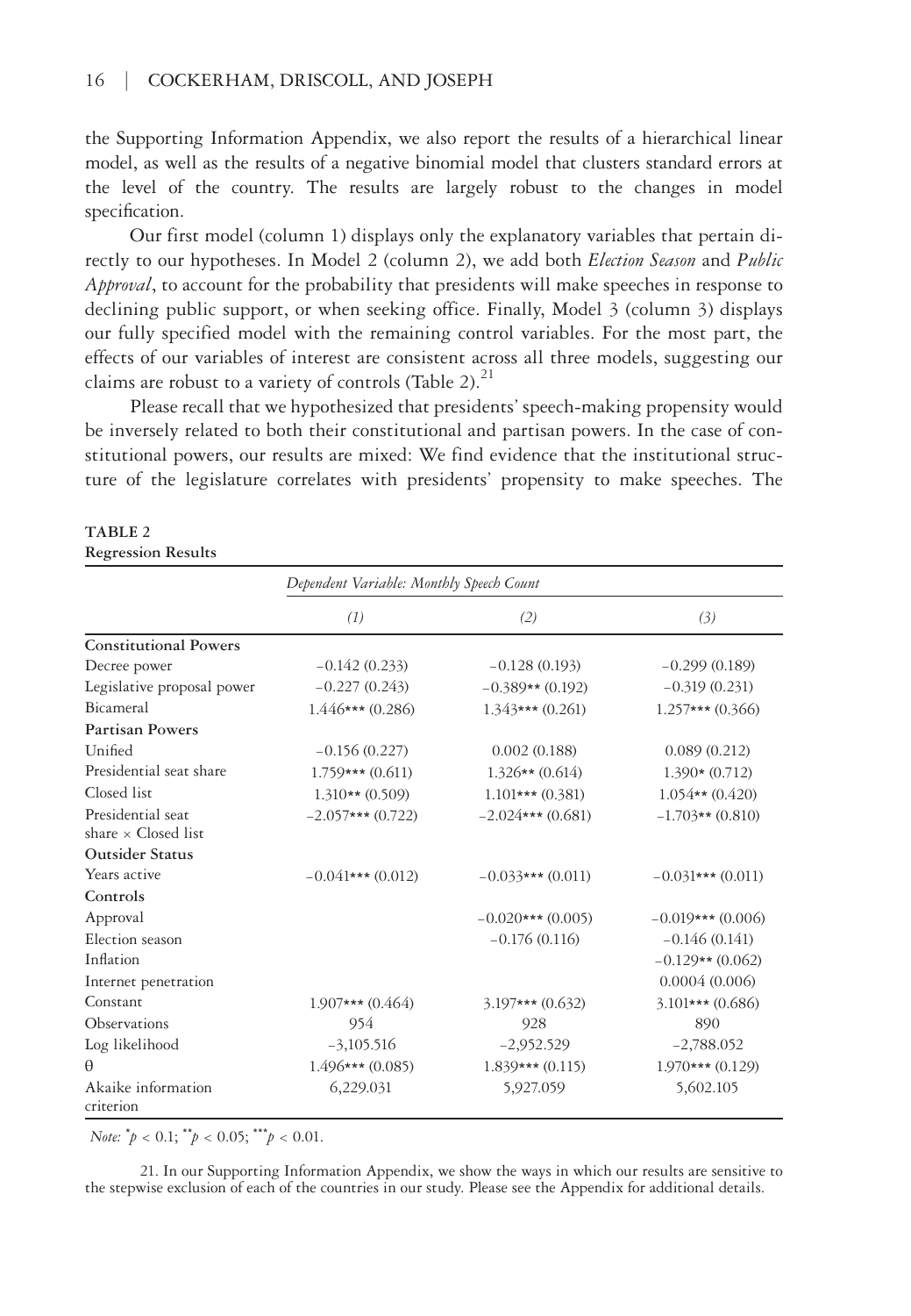the Supporting Information Appendix, we also report the results of a hierarchical linear model, as well as the results of a negative binomial model that clusters standard errors at the level of the country. The results are largely robust to the changes in model specification.

Our first model (column 1) displays only the explanatory variables that pertain directly to our hypotheses. In Model 2 (column 2), we add both *Election Season* and *Public Approval*, to account for the probability that presidents will make speeches in response to declining public support, or when seeking office. Finally, Model 3 (column 3) displays our fully specified model with the remaining control variables. For the most part, the effects of our variables of interest are consistent across all three models, suggesting our claims are robust to a variety of controls (Table 2).[21]

Please recall that we hypothesized that presidents' speech-making propensity would be inversely related to both their constitutional and partisan powers. In the case of constitutional powers, our results are mixed: We find evidence that the institutional structure of the legislature correlates with presidents' propensity to make speeches. The

**TABLE 2**
**Regression Results**

| | *Dependent Variable: Monthly Speech Count* | | |
|---|---|---|---|
| | *(1)* | *(2)* | *(3)* |
| **Constitutional Powers** | | | |
| Decree power | −0.142 (0.233) | −0.128 (0.193) | −0.299 (0.189) |
| Legislative proposal power | −0.227 (0.243) | −0.389** (0.192) | −0.319 (0.231) |
| Bicameral | 1.446*** (0.286) | 1.343*** (0.261) | 1.257*** (0.366) |
| **Partisan Powers** | | | |
| Unified | −0.156 (0.227) | 0.002 (0.188) | 0.089 (0.212) |
| Presidential seat share | 1.759*** (0.611) | 1.326** (0.614) | 1.390* (0.712) |
| Closed list | 1.310** (0.509) | 1.101*** (0.381) | 1.054** (0.420) |
| Presidential seat share × Closed list | −2.057*** (0.722) | −2.024*** (0.681) | −1.703** (0.810) |
| **Outsider Status** | | | |
| Years active | −0.041*** (0.012) | −0.033*** (0.011) | −0.031*** (0.011) |
| **Controls** | | | |
| Approval | | −0.020*** (0.005) | −0.019*** (0.006) |
| Election season | | −0.176 (0.116) | −0.146 (0.141) |
| Inflation | | | −0.129** (0.062) |
| Internet penetration | | | 0.0004 (0.006) |
| Constant | 1.907*** (0.464) | 3.197*** (0.632) | 3.101*** (0.686) |
| Observations | 954 | 928 | 890 |
| Log likelihood | −3,105.516 | −2,952.529 | −2,788.052 |
| θ | 1.496*** (0.085) | 1.839*** (0.115) | 1.970*** (0.129) |
| Akaike information criterion | 6,229.031 | 5,927.059 | 5,602.105 |

*Note:* $^{*}p < 0.1$; $^{**}p < 0.05$; $^{***}p < 0.01$.

21. In our Supporting Information Appendix, we show the ways in which our results are sensitive to the stepwise exclusion of each of the countries in our study. Please see the Appendix for additional details.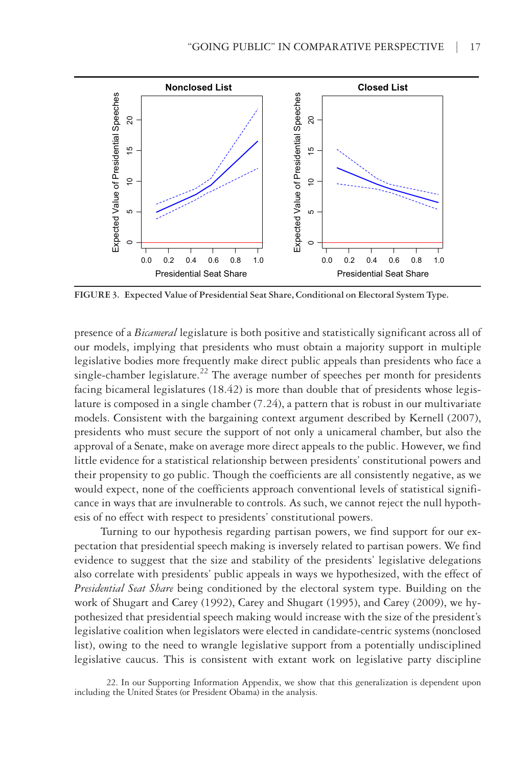FIGURE 3. Expected Value of Presidential Seat Share, Conditional on Electoral System Type.

presence of a *Bicameral* legislature is both positive and statistically significant across all of our models, implying that presidents who must obtain a majority support in multiple legislative bodies more frequently make direct public appeals than presidents who face a single-chamber legislature.[22] The average number of speeches per month for presidents facing bicameral legislatures (18.42) is more than double that of presidents whose legislature is composed in a single chamber (7.24), a pattern that is robust in our multivariate models. Consistent with the bargaining context argument described by Kernell (2007), presidents who must secure the support of not only a unicameral chamber, but also the approval of a Senate, make on average more direct appeals to the public. However, we find little evidence for a statistical relationship between presidents' constitutional powers and their propensity to go public. Though the coefficients are all consistently negative, as we would expect, none of the coefficients approach conventional levels of statistical significance in ways that are invulnerable to controls. As such, we cannot reject the null hypothesis of no effect with respect to presidents' constitutional powers.

Turning to our hypothesis regarding partisan powers, we find support for our expectation that presidential speech making is inversely related to partisan powers. We find evidence to suggest that the size and stability of the presidents' legislative delegations also correlate with presidents' public appeals in ways we hypothesized, with the effect of *Presidential Seat Share* being conditioned by the electoral system type. Building on the work of Shugart and Carey (1992), Carey and Shugart (1995), and Carey (2009), we hypothesized that presidential speech making would increase with the size of the president's legislative coalition when legislators were elected in candidate-centric systems (nonclosed list), owing to the need to wrangle legislative support from a potentially undisciplined legislative caucus. This is consistent with extant work on legislative party discipline

22. In our Supporting Information Appendix, we show that this generalization is dependent upon including the United States (or President Obama) in the analysis.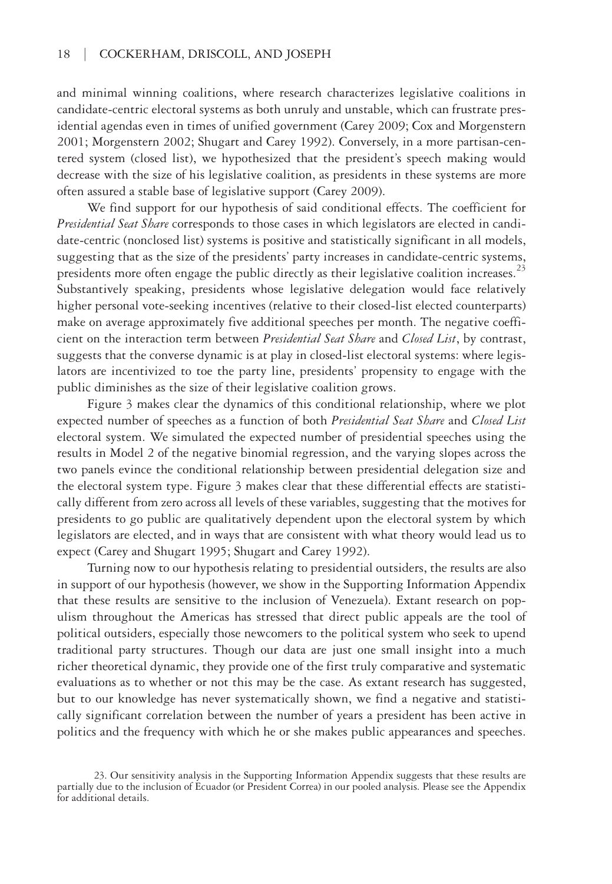and minimal winning coalitions, where research characterizes legislative coalitions in candidate-centric electoral systems as both unruly and unstable, which can frustrate presidential agendas even in times of unified government (Carey 2009; Cox and Morgenstern 2001; Morgenstern 2002; Shugart and Carey 1992). Conversely, in a more partisan-centered system (closed list), we hypothesized that the president's speech making would decrease with the size of his legislative coalition, as presidents in these systems are more often assured a stable base of legislative support (Carey 2009).

We find support for our hypothesis of said conditional effects. The coefficient for *Presidential Seat Share* corresponds to those cases in which legislators are elected in candidate-centric (nonclosed list) systems is positive and statistically significant in all models, suggesting that as the size of the presidents' party increases in candidate-centric systems, presidents more often engage the public directly as their legislative coalition increases.[23] Substantively speaking, presidents whose legislative delegation would face relatively higher personal vote-seeking incentives (relative to their closed-list elected counterparts) make on average approximately five additional speeches per month. The negative coefficient on the interaction term between *Presidential Seat Share* and *Closed List*, by contrast, suggests that the converse dynamic is at play in closed-list electoral systems: where legislators are incentivized to toe the party line, presidents' propensity to engage with the public diminishes as the size of their legislative coalition grows.

Figure 3 makes clear the dynamics of this conditional relationship, where we plot expected number of speeches as a function of both *Presidential Seat Share* and *Closed List* electoral system. We simulated the expected number of presidential speeches using the results in Model 2 of the negative binomial regression, and the varying slopes across the two panels evince the conditional relationship between presidential delegation size and the electoral system type. Figure 3 makes clear that these differential effects are statistically different from zero across all levels of these variables, suggesting that the motives for presidents to go public are qualitatively dependent upon the electoral system by which legislators are elected, and in ways that are consistent with what theory would lead us to expect (Carey and Shugart 1995; Shugart and Carey 1992).

Turning now to our hypothesis relating to presidential outsiders, the results are also in support of our hypothesis (however, we show in the Supporting Information Appendix that these results are sensitive to the inclusion of Venezuela). Extant research on populism throughout the Americas has stressed that direct public appeals are the tool of political outsiders, especially those newcomers to the political system who seek to upend traditional party structures. Though our data are just one small insight into a much richer theoretical dynamic, they provide one of the first truly comparative and systematic evaluations as to whether or not this may be the case. As extant research has suggested, but to our knowledge has never systematically shown, we find a negative and statistically significant correlation between the number of years a president has been active in politics and the frequency with which he or she makes public appearances and speeches.

23. Our sensitivity analysis in the Supporting Information Appendix suggests that these results are partially due to the inclusion of Ecuador (or President Correa) in our pooled analysis. Please see the Appendix for additional details.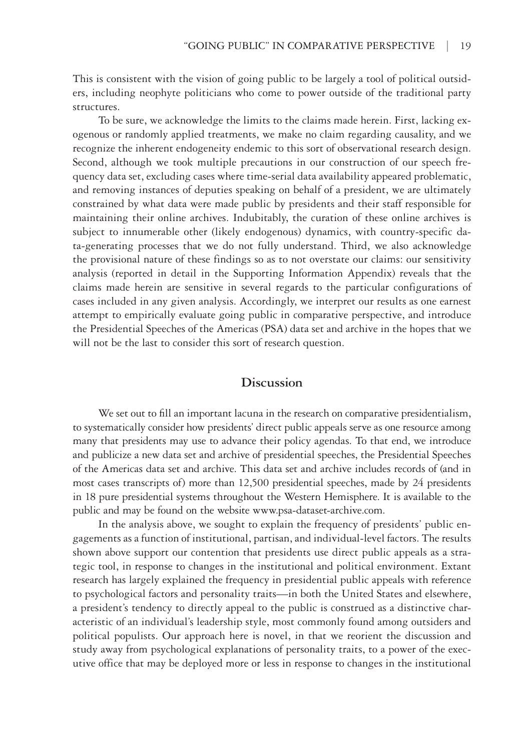This is consistent with the vision of going public to be largely a tool of political outsiders, including neophyte politicians who come to power outside of the traditional party structures.

To be sure, we acknowledge the limits to the claims made herein. First, lacking exogenous or randomly applied treatments, we make no claim regarding causality, and we recognize the inherent endogeneity endemic to this sort of observational research design. Second, although we took multiple precautions in our construction of our speech frequency data set, excluding cases where time-serial data availability appeared problematic, and removing instances of deputies speaking on behalf of a president, we are ultimately constrained by what data were made public by presidents and their staff responsible for maintaining their online archives. Indubitably, the curation of these online archives is subject to innumerable other (likely endogenous) dynamics, with country-specific data-generating processes that we do not fully understand. Third, we also acknowledge the provisional nature of these findings so as to not overstate our claims: our sensitivity analysis (reported in detail in the Supporting Information Appendix) reveals that the claims made herein are sensitive in several regards to the particular configurations of cases included in any given analysis. Accordingly, we interpret our results as one earnest attempt to empirically evaluate going public in comparative perspective, and introduce the Presidential Speeches of the Americas (PSA) data set and archive in the hopes that we will not be the last to consider this sort of research question.

## Discussion

We set out to fill an important lacuna in the research on comparative presidentialism, to systematically consider how presidents' direct public appeals serve as one resource among many that presidents may use to advance their policy agendas. To that end, we introduce and publicize a new data set and archive of presidential speeches, the Presidential Speeches of the Americas data set and archive. This data set and archive includes records of (and in most cases transcripts of) more than 12,500 presidential speeches, made by 24 presidents in 18 pure presidential systems throughout the Western Hemisphere. It is available to the public and may be found on the website www.psa-dataset-archive.com.

In the analysis above, we sought to explain the frequency of presidents' public engagements as a function of institutional, partisan, and individual-level factors. The results shown above support our contention that presidents use direct public appeals as a strategic tool, in response to changes in the institutional and political environment. Extant research has largely explained the frequency in presidential public appeals with reference to psychological factors and personality traits—in both the United States and elsewhere, a president's tendency to directly appeal to the public is construed as a distinctive characteristic of an individual's leadership style, most commonly found among outsiders and political populists. Our approach here is novel, in that we reorient the discussion and study away from psychological explanations of personality traits, to a power of the executive office that may be deployed more or less in response to changes in the institutional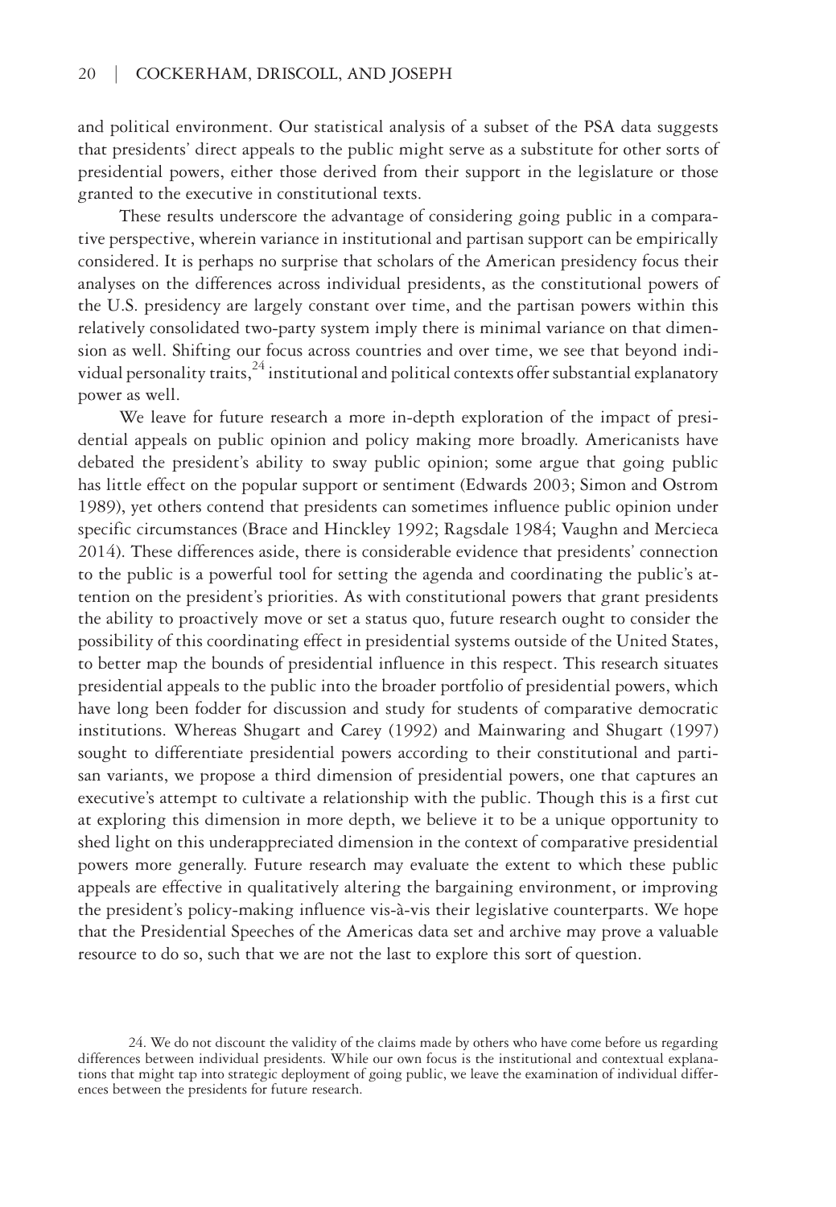and political environment. Our statistical analysis of a subset of the PSA data suggests that presidents' direct appeals to the public might serve as a substitute for other sorts of presidential powers, either those derived from their support in the legislature or those granted to the executive in constitutional texts.

These results underscore the advantage of considering going public in a comparative perspective, wherein variance in institutional and partisan support can be empirically considered. It is perhaps no surprise that scholars of the American presidency focus their analyses on the differences across individual presidents, as the constitutional powers of the U.S. presidency are largely constant over time, and the partisan powers within this relatively consolidated two-party system imply there is minimal variance on that dimension as well. Shifting our focus across countries and over time, we see that beyond individual personality traits,[24] institutional and political contexts offer substantial explanatory power as well.

We leave for future research a more in-depth exploration of the impact of presidential appeals on public opinion and policy making more broadly. Americanists have debated the president's ability to sway public opinion; some argue that going public has little effect on the popular support or sentiment (Edwards 2003; Simon and Ostrom 1989), yet others contend that presidents can sometimes influence public opinion under specific circumstances (Brace and Hinckley 1992; Ragsdale 1984; Vaughn and Mercieca 2014). These differences aside, there is considerable evidence that presidents' connection to the public is a powerful tool for setting the agenda and coordinating the public's attention on the president's priorities. As with constitutional powers that grant presidents the ability to proactively move or set a status quo, future research ought to consider the possibility of this coordinating effect in presidential systems outside of the United States, to better map the bounds of presidential influence in this respect. This research situates presidential appeals to the public into the broader portfolio of presidential powers, which have long been fodder for discussion and study for students of comparative democratic institutions. Whereas Shugart and Carey (1992) and Mainwaring and Shugart (1997) sought to differentiate presidential powers according to their constitutional and partisan variants, we propose a third dimension of presidential powers, one that captures an executive's attempt to cultivate a relationship with the public. Though this is a first cut at exploring this dimension in more depth, we believe it to be a unique opportunity to shed light on this underappreciated dimension in the context of comparative presidential powers more generally. Future research may evaluate the extent to which these public appeals are effective in qualitatively altering the bargaining environment, or improving the president's policy-making influence vis-à-vis their legislative counterparts. We hope that the Presidential Speeches of the Americas data set and archive may prove a valuable resource to do so, such that we are not the last to explore this sort of question.

24. We do not discount the validity of the claims made by others who have come before us regarding differences between individual presidents. While our own focus is the institutional and contextual explanations that might tap into strategic deployment of going public, we leave the examination of individual differences between the presidents for future research.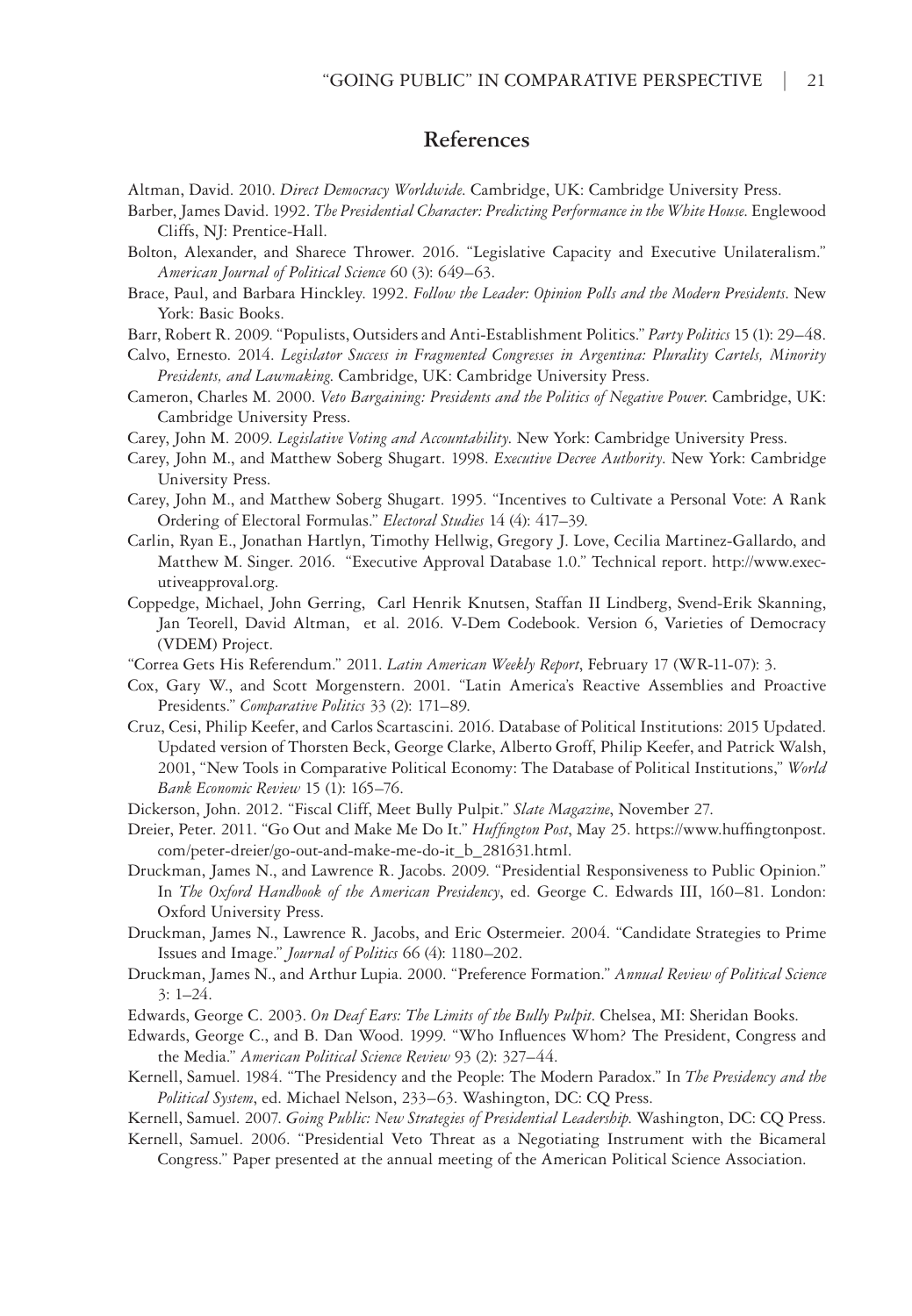## References

Altman, David. 2010. *Direct Democracy Worldwide*. Cambridge, UK: Cambridge University Press.

Barber, James David. 1992. *The Presidential Character: Predicting Performance in the White House*. Englewood Cliffs, NJ: Prentice-Hall.

Bolton, Alexander, and Sharece Thrower. 2016. "Legislative Capacity and Executive Unilateralism." *American Journal of Political Science* 60 (3): 649–63.

Brace, Paul, and Barbara Hinckley. 1992. *Follow the Leader: Opinion Polls and the Modern Presidents*. New York: Basic Books.

Barr, Robert R. 2009. "Populists, Outsiders and Anti-Establishment Politics." *Party Politics* 15 (1): 29–48.

Calvo, Ernesto. 2014. *Legislator Success in Fragmented Congresses in Argentina: Plurality Cartels, Minority Presidents, and Lawmaking*. Cambridge, UK: Cambridge University Press.

Cameron, Charles M. 2000. *Veto Bargaining: Presidents and the Politics of Negative Power*. Cambridge, UK: Cambridge University Press.

Carey, John M. 2009. *Legislative Voting and Accountability*. New York: Cambridge University Press.

Carey, John M., and Matthew Soberg Shugart. 1998. *Executive Decree Authority*. New York: Cambridge University Press.

Carey, John M., and Matthew Soberg Shugart. 1995. "Incentives to Cultivate a Personal Vote: A Rank Ordering of Electoral Formulas." *Electoral Studies* 14 (4): 417–39.

Carlin, Ryan E., Jonathan Hartlyn, Timothy Hellwig, Gregory J. Love, Cecilia Martinez-Gallardo, and Matthew M. Singer. 2016. "Executive Approval Database 1.0." Technical report. http://www.executiveapproval.org.

Coppedge, Michael, John Gerring, Carl Henrik Knutsen, Staffan II Lindberg, Svend-Erik Skanning, Jan Teorell, David Altman, et al. 2016. V-Dem Codebook. Version 6, Varieties of Democracy (VDEM) Project.

"Correa Gets His Referendum." 2011. *Latin American Weekly Report*, February 17 (WR-11-07): 3.

Cox, Gary W., and Scott Morgenstern. 2001. "Latin America's Reactive Assemblies and Proactive Presidents." *Comparative Politics* 33 (2): 171–89.

Cruz, Cesi, Philip Keefer, and Carlos Scartascini. 2016. Database of Political Institutions: 2015 Updated. Updated version of Thorsten Beck, George Clarke, Alberto Groff, Philip Keefer, and Patrick Walsh, 2001, "New Tools in Comparative Political Economy: The Database of Political Institutions," *World Bank Economic Review* 15 (1): 165–76.

Dickerson, John. 2012. "Fiscal Cliff, Meet Bully Pulpit." *Slate Magazine*, November 27.

Dreier, Peter. 2011. "Go Out and Make Me Do It." *Huffington Post*, May 25. https://www.huffingtonpost.com/peter-dreier/go-out-and-make-me-do-it_b_281631.html.

Druckman, James N., and Lawrence R. Jacobs. 2009. "Presidential Responsiveness to Public Opinion." In *The Oxford Handbook of the American Presidency*, ed. George C. Edwards III, 160–81. London: Oxford University Press.

Druckman, James N., Lawrence R. Jacobs, and Eric Ostermeier. 2004. "Candidate Strategies to Prime Issues and Image." *Journal of Politics* 66 (4): 1180–202.

Druckman, James N., and Arthur Lupia. 2000. "Preference Formation." *Annual Review of Political Science* 3: 1–24.

Edwards, George C. 2003. *On Deaf Ears: The Limits of the Bully Pulpit*. Chelsea, MI: Sheridan Books.

Edwards, George C., and B. Dan Wood. 1999. "Who Influences Whom? The President, Congress and the Media." *American Political Science Review* 93 (2): 327–44.

Kernell, Samuel. 1984. "The Presidency and the People: The Modern Paradox." In *The Presidency and the Political System*, ed. Michael Nelson, 233–63. Washington, DC: CQ Press.

Kernell, Samuel. 2007. *Going Public: New Strategies of Presidential Leadership*. Washington, DC: CQ Press.

Kernell, Samuel. 2006. "Presidential Veto Threat as a Negotiating Instrument with the Bicameral Congress." Paper presented at the annual meeting of the American Political Science Association.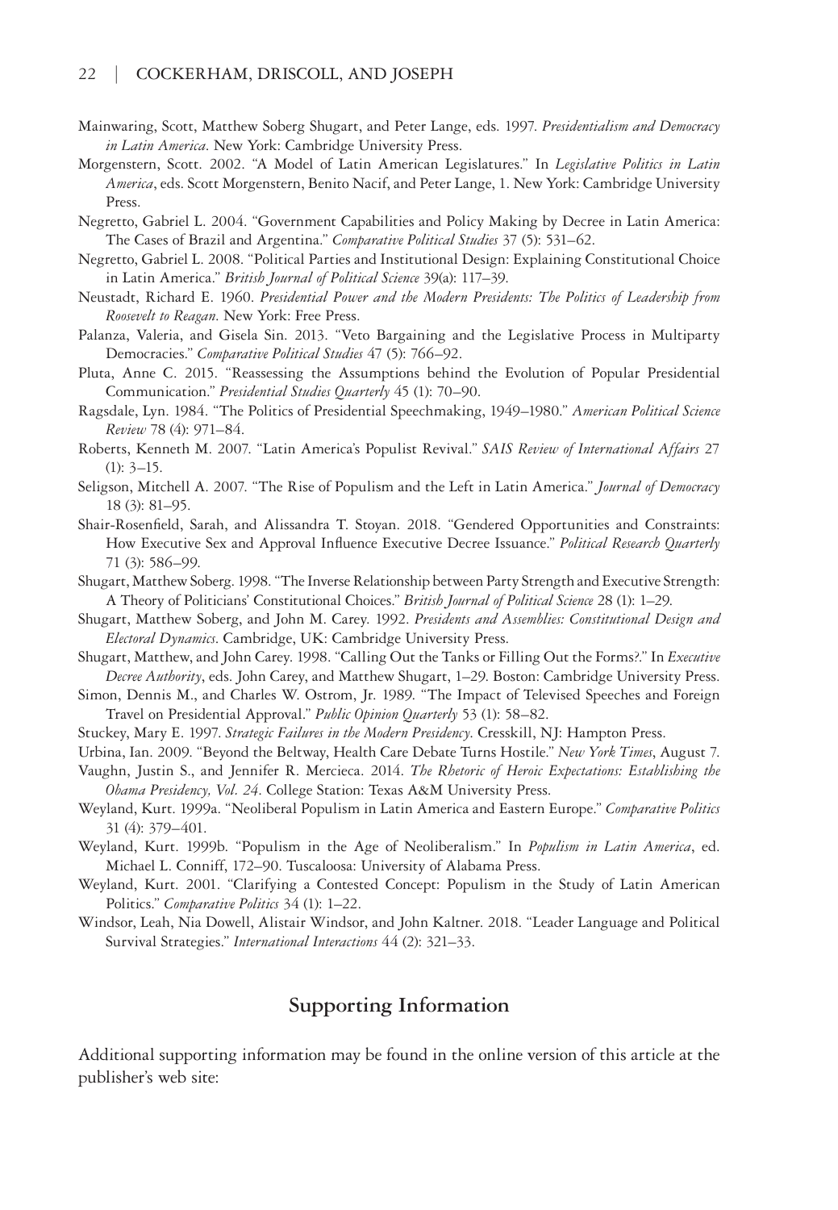Mainwaring, Scott, Matthew Soberg Shugart, and Peter Lange, eds. 1997. *Presidentialism and Democracy in Latin America*. New York: Cambridge University Press.

Morgenstern, Scott. 2002. "A Model of Latin American Legislatures." In *Legislative Politics in Latin America*, eds. Scott Morgenstern, Benito Nacif, and Peter Lange, 1. New York: Cambridge University Press.

Negretto, Gabriel L. 2004. "Government Capabilities and Policy Making by Decree in Latin America: The Cases of Brazil and Argentina." *Comparative Political Studies* 37 (5): 531–62.

Negretto, Gabriel L. 2008. "Political Parties and Institutional Design: Explaining Constitutional Choice in Latin America." *British Journal of Political Science* 39(a): 117–39.

Neustadt, Richard E. 1960. *Presidential Power and the Modern Presidents: The Politics of Leadership from Roosevelt to Reagan*. New York: Free Press.

Palanza, Valeria, and Gisela Sin. 2013. "Veto Bargaining and the Legislative Process in Multiparty Democracies." *Comparative Political Studies* 47 (5): 766–92.

Pluta, Anne C. 2015. "Reassessing the Assumptions behind the Evolution of Popular Presidential Communication." *Presidential Studies Quarterly* 45 (1): 70–90.

Ragsdale, Lyn. 1984. "The Politics of Presidential Speechmaking, 1949–1980." *American Political Science Review* 78 (4): 971–84.

Roberts, Kenneth M. 2007. "Latin America's Populist Revival." *SAIS Review of International Affairs* 27 (1): 3–15.

Seligson, Mitchell A. 2007. "The Rise of Populism and the Left in Latin America." *Journal of Democracy* 18 (3): 81–95.

Shair-Rosenfield, Sarah, and Alissandra T. Stoyan. 2018. "Gendered Opportunities and Constraints: How Executive Sex and Approval Influence Executive Decree Issuance." *Political Research Quarterly* 71 (3): 586–99.

Shugart, Matthew Soberg. 1998. "The Inverse Relationship between Party Strength and Executive Strength: A Theory of Politicians' Constitutional Choices." *British Journal of Political Science* 28 (1): 1–29.

Shugart, Matthew Soberg, and John M. Carey. 1992. *Presidents and Assemblies: Constitutional Design and Electoral Dynamics*. Cambridge, UK: Cambridge University Press.

Shugart, Matthew, and John Carey. 1998. "Calling Out the Tanks or Filling Out the Forms?." In *Executive Decree Authority*, eds. John Carey, and Matthew Shugart, 1–29. Boston: Cambridge University Press.

Simon, Dennis M., and Charles W. Ostrom, Jr. 1989. "The Impact of Televised Speeches and Foreign Travel on Presidential Approval." *Public Opinion Quarterly* 53 (1): 58–82.

Stuckey, Mary E. 1997. *Strategic Failures in the Modern Presidency*. Cresskill, NJ: Hampton Press.

Urbina, Ian. 2009. "Beyond the Beltway, Health Care Debate Turns Hostile." *New York Times*, August 7.

Vaughn, Justin S., and Jennifer R. Mercieca. 2014. *The Rhetoric of Heroic Expectations: Establishing the Obama Presidency, Vol. 24*. College Station: Texas A&M University Press.

Weyland, Kurt. 1999a. "Neoliberal Populism in Latin America and Eastern Europe." *Comparative Politics* 31 (4): 379–401.

Weyland, Kurt. 1999b. "Populism in the Age of Neoliberalism." In *Populism in Latin America*, ed. Michael L. Conniff, 172–90. Tuscaloosa: University of Alabama Press.

Weyland, Kurt. 2001. "Clarifying a Contested Concept: Populism in the Study of Latin American Politics." *Comparative Politics* 34 (1): 1–22.

Windsor, Leah, Nia Dowell, Alistair Windsor, and John Kaltner. 2018. "Leader Language and Political Survival Strategies." *International Interactions* 44 (2): 321–33.

## Supporting Information

Additional supporting information may be found in the online version of this article at the publisher's web site: